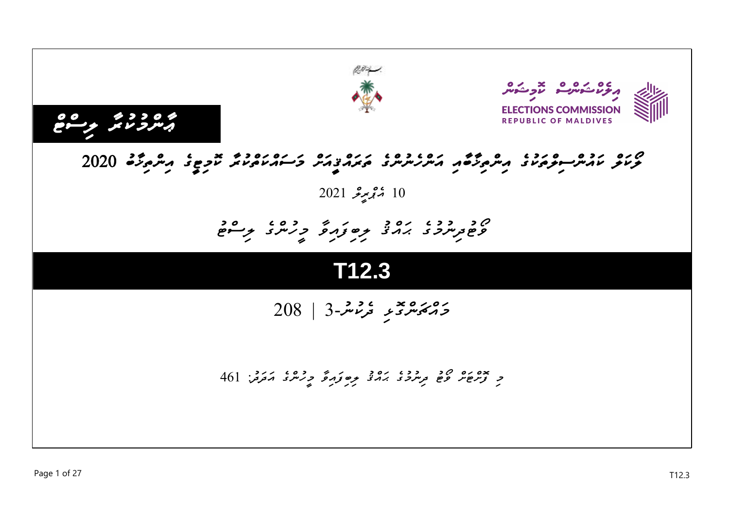އިލެކްޝަންސް ކޮމިޝަން

ELECTIONS COMMISSION
REPUBLIC OF MALDIVES

އާންމުކުރާ ލިސްޓް

# ލޯކަލް ކައުންސިލްތަކުގެ އިންތިޚާބާއި އަންހެނުންގެ ތަރައްޤީއަށް މަސައްކަތްކުރާ ކޮމިޓީގެ އިންތިޚާބު 2020

10 އެޕްރީލް 2021

ވޯޓުދިނުމުގެ ހައްޤު ލިބިފައިވާ މީހުންގެ ލިސްޓު

# T12.3

މައްޗަންގޮޅި ދެކުނު-3 | 208

މި ޖަދުވަލް ވޯޓު ދިނުމުގެ ހައްޤު ލިބިފައިވާ މީހުންގެ އަދަދު: 461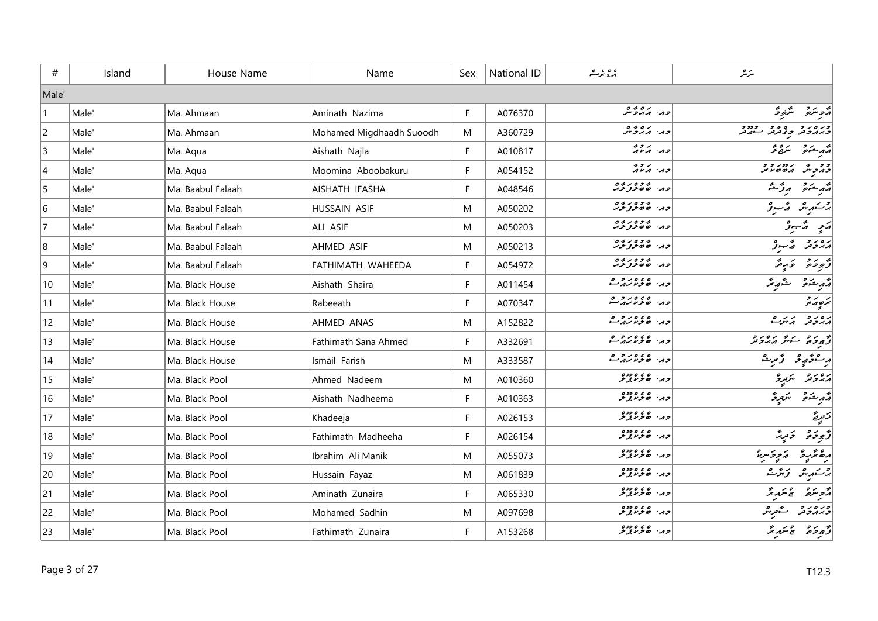| # | Island | House Name | Name | Sex | National ID | ގެ ނަން | ނަން |
|---|---|---|---|---|---|---|---|
| Male' | | | | | | | |
| 1 | Male' | Ma. Ahmaan | Aminath Nazima | F | A076370 | މއ. އަޙްމާން | އާމިނަތު ނާޒިމާ |
| 2 | Male' | Ma. Ahmaan | Mohamed Migdhaadh Suoodh | M | A360729 | މއ. އަޙްމާން | މުޙައްމަދު މިގްދާދު ސުޢޫދު |
| 3 | Male' | Ma. Aqua | Aishath Najla | F | A010817 | މއ. އަކުއާ | އާއިޝަތު ނަޖްލާ |
| 4 | Male' | Ma. Aqua | Moomina Aboobakuru | F | A054152 | މއ. އަކުއާ | މޫމިނާ އަބޫބަކުރު |
| 5 | Male' | Ma. Baabul Falaah | AISHATH IFASHA | F | A048546 | މއ. ބާބުލްފަލާޙް | އާއިޝަތު އިފާޝާ |
| 6 | Male' | Ma. Baabul Falaah | HUSSAIN ASIF | M | A050202 | މއ. ބާބުލްފަލާޙް | ޙުސައިން އާސިފު |
| 7 | Male' | Ma. Baabul Falaah | ALI ASIF | M | A050203 | މއ. ބާބުލްފަލާޙް | ޢަލި އާސިފު |
| 8 | Male' | Ma. Baabul Falaah | AHMED ASIF | M | A050213 | މއ. ބާބުލްފަލާޙް | އަޙްމަދު އާސިފު |
| 9 | Male' | Ma. Baabul Falaah | FATHIMATH WAHEEDA | F | A054972 | މއ. ބާބުލްފަލާޙް | ފާތިމަތު ވަޙީދާ |
| 10 | Male' | Ma. Black House | Aishath Shaira | F | A011454 | މއ. ބްލެކްހައުސް | އާއިޝަތު ޝާއިރާ |
| 11 | Male' | Ma. Black House | Rabeeath | F | A070347 | މއ. ބްލެކްހައުސް | ރަބީޢަތު |
| 12 | Male' | Ma. Black House | AHMED ANAS | M | A152822 | މއ. ބްލެކްހައުސް | އަޙްމަދު އަނަސް |
| 13 | Male' | Ma. Black House | Fathimath Sana Ahmed | F | A332691 | މއ. ބްލެކްހައުސް | ފާތިމަތު ސަނާ އަޙްމަދު |
| 14 | Male' | Ma. Black House | Ismail Farish | M | A333587 | މއ. ބްލެކްހައުސް | އިސްމާޢީލް ފާރިޝް |
| 15 | Male' | Ma. Black Pool | Ahmed Nadeem | M | A010360 | މއ. ބްލެކްޕޫލް | އަޙްމަދު ނަދީމް |
| 16 | Male' | Ma. Black Pool | Aishath Nadheema | F | A010363 | މއ. ބްލެކްޕޫލް | އާއިޝަތު ނަދީމާ |
| 17 | Male' | Ma. Black Pool | Khadeeja | F | A026153 | މއ. ބްލެކްޕޫލް | ޚަދީޖާ |
| 18 | Male' | Ma. Black Pool | Fathimath Madheeha | F | A026154 | މއ. ބްލެކްޕޫލް | ފާތިމަތު މަދީޙާ |
| 19 | Male' | Ma. Black Pool | Ibrahim Ali Manik | M | A055073 | މއ. ބްލެކްޕޫލް | އިބްރާހީމް ޢަލީމަނިކު |
| 20 | Male' | Ma. Black Pool | Hussain Fayaz | M | A061839 | މއ. ބްލެކްޕޫލް | ޙުސައިން ފައްޔާޒް |
| 21 | Male' | Ma. Black Pool | Aminath Zunaira | F | A065330 | މއ. ބްލެކްޕޫލް | އާމިނަތު ޒުނައިރާ |
| 22 | Male' | Ma. Black Pool | Mohamed Sadhin | M | A097698 | މއ. ބްލެކްޕޫލް | މުޙައްމަދު ސާދިން |
| 23 | Male' | Ma. Black Pool | Fathimath Zunaira | F | A153268 | މއ. ބްލެކްޕޫލް | ފާތިމަތު ޒުނައިރާ |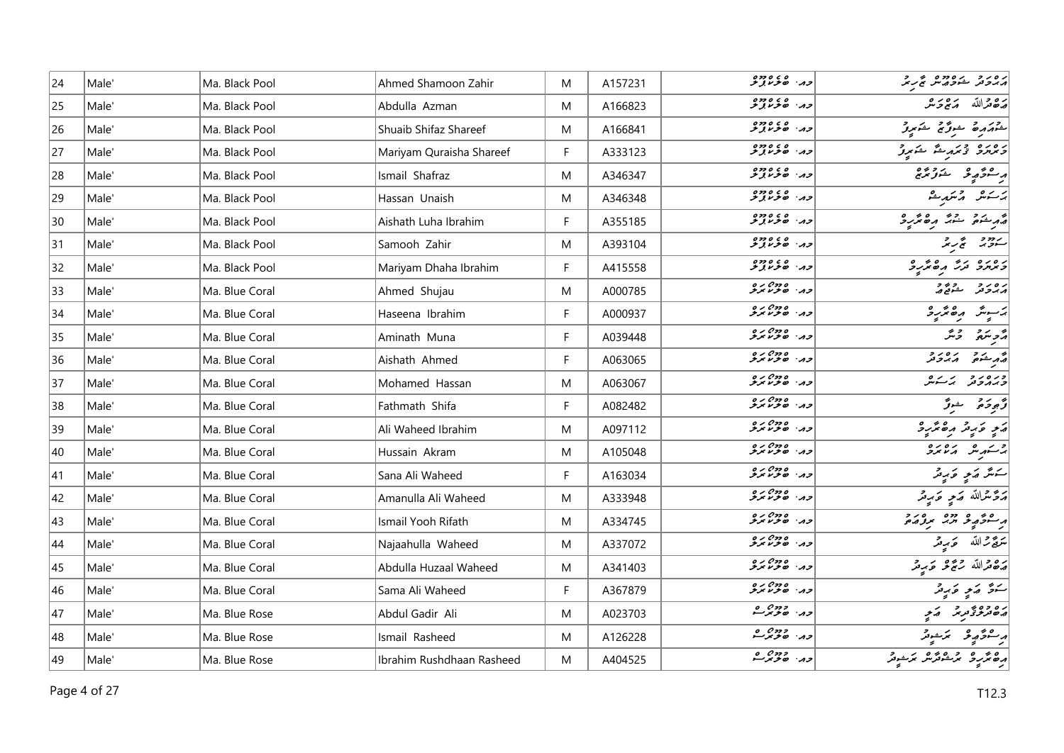| | | | | | | | |
|---|---|---|---|---|---|---|---|
| 24 | Male' | Ma. Black Pool | Ahmed Shamoon Zahir | M | A157231 | މއ. ބްލެކްޕޫލް | އަހުމަދު ޝަމޫން ޒާހިރު |
| 25 | Male' | Ma. Black Pool | Abdulla Azman | M | A166823 | މއ. ބްލެކްޕޫލް | އަބްދުﷲ އަޒްމަން |
| 26 | Male' | Ma. Black Pool | Shuaib Shifaz Shareef | M | A166841 | މއ. ބްލެކްޕޫލް | ޝުޢައިބް ޝިފާޒް ޝަރީފް |
| 27 | Male' | Ma. Black Pool | Mariyam Quraisha Shareef | F | A333123 | މއ. ބްލެކްޕޫލް | މަރްޔަމް ޤުރައިޝާ ޝަރީފް |
| 28 | Male' | Ma. Black Pool | Ismail Shafraz | M | A346347 | މއ. ބްލެކްޕޫލް | އިސްމާއީލް ޝަފްރާޒް |
| 29 | Male' | Ma. Black Pool | Hassan Unaish | M | A346348 | މއ. ބްލެކްޕޫލް | ހަސަން އުނައިޝް |
| 30 | Male' | Ma. Black Pool | Aishath Luha Ibrahim | F | A355185 | މއ. ބްލެކްޕޫލް | އާއިޝަތު ލުހާ އިބްރާހީމް |
| 31 | Male' | Ma. Black Pool | Samooh Zahir | M | A393104 | މއ. ބްލެކްޕޫލް | ސަމޫޙު ޒާހިރު |
| 32 | Male' | Ma. Black Pool | Mariyam Dhaha Ibrahim | F | A415558 | މއ. ބްލެކްޕޫލް | މަރްޔަމް ދަހާ އިބްރާހީމް |
| 33 | Male' | Ma. Blue Coral | Ahmed Shujau | M | A000785 | މއ. ބްލޫކޯރަލް | އަހުމަދު ޝުޖާޢު |
| 34 | Male' | Ma. Blue Coral | Haseena Ibrahim | F | A000937 | މއ. ބްލޫކޯރަލް | ހަސީނާ އިބްރާހީމް |
| 35 | Male' | Ma. Blue Coral | Aminath Muna | F | A039448 | މއ. ބްލޫކޯރަލް | އާމިނަތު މުނާ |
| 36 | Male' | Ma. Blue Coral | Aishath Ahmed | F | A063065 | މއ. ބްލޫކޯރަލް | އާއިޝަތު އަހުމަދު |
| 37 | Male' | Ma. Blue Coral | Mohamed Hassan | M | A063067 | މއ. ބްލޫކޯރަލް | މުހައްމަދު ހަސަން |
| 38 | Male' | Ma. Blue Coral | Fathmath Shifa | F | A082482 | މއ. ބްލޫކޯރަލް | ފާތިމަތު ޝިފާ |
| 39 | Male' | Ma. Blue Coral | Ali Waheed Ibrahim | M | A097112 | މއ. ބްލޫކޯރަލް | އަލީ ވަޙީދު އިބްރާހީމް |
| 40 | Male' | Ma. Blue Coral | Hussain Akram | M | A105048 | މއ. ބްލޫކޯރަލް | ހުސައިން އަކްރަމް |
| 41 | Male' | Ma. Blue Coral | Sana Ali Waheed | F | A163034 | މއ. ބްލޫކޯރަލް | ސަނާ އަލީ ވަޙީދު |
| 42 | Male' | Ma. Blue Coral | Amanulla Ali Waheed | M | A333948 | މއ. ބްލޫކޯރަލް | އަމާނުﷲ އަލީ ވަޙީދު |
| 43 | Male' | Ma. Blue Coral | Ismail Yooh Rifath | M | A334745 | މއ. ބްލޫކޯރަލް | އިސްމާއީލް ޔޫހު ރިފްޢަތު |
| 44 | Male' | Ma. Blue Coral | Najaahulla Waheed | M | A337072 | މއ. ބްލޫކޯރަލް | ނަޖާހުﷲ ވަޙީދު |
| 45 | Male' | Ma. Blue Coral | Abdulla Huzaal Waheed | M | A341403 | މއ. ބްލޫކޯރަލް | އަބްދުﷲ ހުޒާލް ވަޙީދު |
| 46 | Male' | Ma. Blue Coral | Sama Ali Waheed | F | A367879 | މއ. ބްލޫކޯރަލް | ސަމާ އަލީ ވަޙީދު |
| 47 | Male' | Ma. Blue Rose | Abdul Gadir Ali | M | A023703 | މއ. ބްލޫރޯސް | އަބްދުލްޤާދިރު އަލީ |
| 48 | Male' | Ma. Blue Rose | Ismail Rasheed | M | A126228 | މއ. ބްލޫރޯސް | އިސްމާއީލް ރަޝީދު |
| 49 | Male' | Ma. Blue Rose | Ibrahim Rushdhaan Rasheed | M | A404525 | މއ. ބްލޫރޯސް | އިބްރާހީމް ރުޝްދާން ރަޝީދު |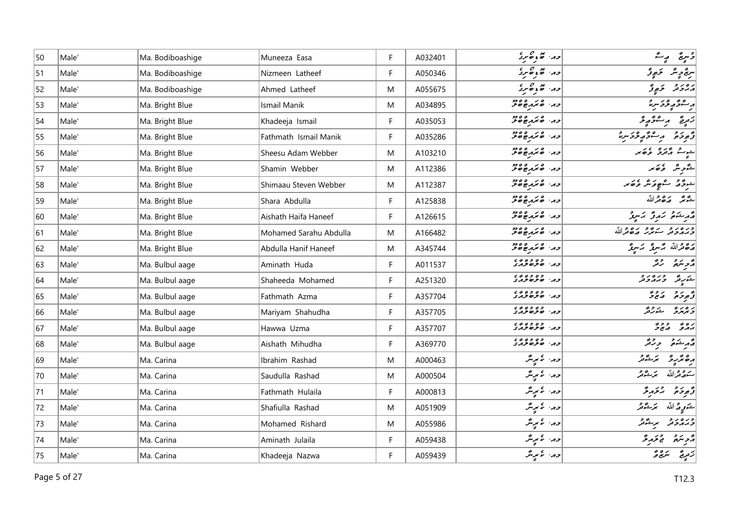| | | | | | | | |
|---|---|---|---|---|---|---|---|
| 50 | Male' | Ma. Bodiboashige | Muneeza Easa | F | A032401 | މއ. ބޮޑިބޯށިގެ | މުނީޒާ ޢީސާ |
| 51 | Male' | Ma. Bodiboashige | Nizmeen Latheef | F | A050346 | މއ. ބޮޑިބޯށިގެ | ނިޒްމީން ލަތީފު |
| 52 | Male' | Ma. Bodiboashige | Ahmed Latheef | M | A055675 | މއ. ބޮޑިބޯށިގެ | އަޙްމަދު ލަތީފު |
| 53 | Male' | Ma. Bright Blue | Ismail Manik | M | A034895 | މއ. ބްރައިޓްބްލޫ | އިސްމާއީލްމަނިކު |
| 54 | Male' | Ma. Bright Blue | Khadeeja Ismail | F | A035053 | މއ. ބްރައިޓްބްލޫ | ޚަދީޖާ އިސްމާއީލް |
| 55 | Male' | Ma. Bright Blue | Fathmath Ismail Manik | F | A035286 | މއ. ބްރައިޓްބްލޫ | ފާތިމަތު އިސްމާއީލްމަނިކު |
| 56 | Male' | Ma. Bright Blue | Sheesu Adam Webber | M | A103210 | މއ. ބްރައިޓްބްލޫ | ޝީސު އާދަމް ވެބަރ |
| 57 | Male' | Ma. Bright Blue | Shamin Webber | M | A112386 | މއ. ބްރައިޓްބްލޫ | ޝާމިން ވެބަރ |
| 58 | Male' | Ma. Bright Blue | Shimaau Steven Webber | M | A112387 | މއ. ބްރައިޓްބްލޫ | ޝިމާއު ސްޓީވަން ވެބަރ |
| 59 | Male' | Ma. Bright Blue | Shara Abdulla | F | A125838 | މއ. ބްރައިޓްބްލޫ | ޝާރާ އަބްދުﷲ |
| 60 | Male' | Ma. Bright Blue | Aishath Haifa Haneef | F | A126615 | މއ. ބްރައިޓްބްލޫ | އައިޝަތު ހައިފާ ހަނީފް |
| 61 | Male' | Ma. Bright Blue | Mohamed Sarahu Abdulla | M | A166482 | މއ. ބްރައިޓްބްލޫ | މުޙައްމަދު ސަރަހު އަބްދުﷲ |
| 62 | Male' | Ma. Bright Blue | Abdulla Hanif Haneef | M | A345744 | މއ. ބްރައިޓްބްލޫ | އަބްދުﷲ ހާނިފް ހަނީފް |
| 63 | Male' | Ma. Bulbul aage | Aminath Huda | F | A011537 | މއ. ބުލްބުލްއާގެ | އާމިނަތު ހުދާ |
| 64 | Male' | Ma. Bulbul aage | Shaheeda Mohamed | F | A251320 | މއ. ބުލްބުލްއާގެ | ޝަހީދާ މުޙައްމަދު |
| 65 | Male' | Ma. Bulbul aage | Fathmath Azma | F | A357704 | މއ. ބުލްބުލްއާގެ | ފާތިމަތު އަޒްމާ |
| 66 | Male' | Ma. Bulbul aage | Mariyam Shahudha | F | A357705 | މއ. ބުލްބުލްއާގެ | މަރިޔަމް ޝަހުދާ |
| 67 | Male' | Ma. Bulbul aage | Hawwa Uzma | F | A357707 | މއ. ބުލްބުލްއާގެ | ހައްވާ އުޒްމާ |
| 68 | Male' | Ma. Bulbul aage | Aishath Mihudha | F | A369770 | މއ. ބުލްބުލްއާގެ | އައިޝަތު މިހުދާ |
| 69 | Male' | Ma. Carina | Ibrahim Rashad | M | A000463 | މއ. ކެރީނާ | އިބްރާހީމް ރަޝާދު |
| 70 | Male' | Ma. Carina | Saudulla Rashad | M | A000504 | މއ. ކެރީނާ | ސައުދުﷲ ރަޝާދު |
| 71 | Male' | Ma. Carina | Fathmath Hulaila | F | A000813 | މއ. ކެރީނާ | ފާތިމަތު ހުލައިލާ |
| 72 | Male' | Ma. Carina | Shafiulla Rashad | M | A051909 | މއ. ކެރީނާ | ޝަފީޢުﷲ ރަޝާދު |
| 73 | Male' | Ma. Carina | Mohamed Rishard | M | A055986 | މއ. ކެރީނާ | މުޙައްމަދު ރިޝާދު |
| 74 | Male' | Ma. Carina | Aminath Julaila | F | A059438 | މއ. ކެރީނާ | އާމިނަތު ޖުލައިލާ |
| 75 | Male' | Ma. Carina | Khadeeja Nazwa | F | A059439 | މއ. ކެރީނާ | ޚަދީޖާ ނަޒްވާ |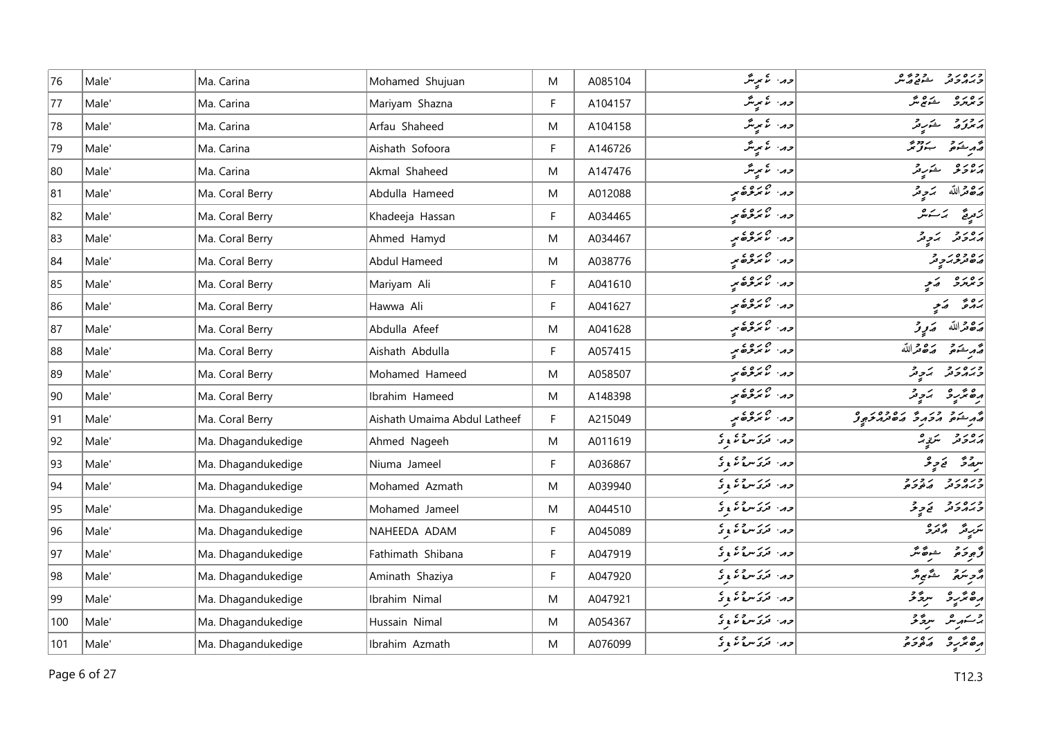| | | | | | | | |
|---|---|---|---|---|---|---|---|
| 76 | Male' | Ma. Carina | Mohamed Shujuan | M | A085104 | މއ. ކެރިނާ | މުހައްމަދު ޝުޖުއާން |
| 77 | Male' | Ma. Carina | Mariyam Shazna | F | A104157 | މއ. ކެރިނާ | މަރިޔަމް ޝަޒްނާ |
| 78 | Male' | Ma. Carina | Arfau Shaheed | M | A104158 | މއ. ކެރިނާ | އަރުފައު ޝަހީދު |
| 79 | Male' | Ma. Carina | Aishath Sofoora | F | A146726 | މއ. ކެރިނާ | އާއިޝަތު ސަފޫރާ |
| 80 | Male' | Ma. Carina | Akmal Shaheed | M | A147476 | މއ. ކެރިނާ | އަކުމަލް ޝަހީދު |
| 81 | Male' | Ma. Coral Berry | Abdulla Hameed | M | A012088 | މއ. ކޯރަލްބެރީ | އަބްދުﷲ ހަމީދު |
| 82 | Male' | Ma. Coral Berry | Khadeeja Hassan | F | A034465 | މއ. ކޯރަލްބެރީ | ޚަދީޖާ ހަސަން |
| 83 | Male' | Ma. Coral Berry | Ahmed Hamyd | M | A034467 | މއ. ކޯރަލްބެރީ | އަހުމަދު ހަމީދު |
| 84 | Male' | Ma. Coral Berry | Abdul Hameed | M | A038776 | މއ. ކޯރަލްބެރީ | އަބްދުލްހަމީދު |
| 85 | Male' | Ma. Coral Berry | Mariyam Ali | F | A041610 | މއ. ކޯރަލްބެރީ | މަރިޔަމް އަލި |
| 86 | Male' | Ma. Coral Berry | Hawwa Ali | F | A041627 | މއ. ކޯރަލްބެރީ | ހައްވާ އަލި |
| 87 | Male' | Ma. Coral Berry | Abdulla Afeef | M | A041628 | މއ. ކޯރަލްބެރީ | އަބްދުﷲ އަފީފު |
| 88 | Male' | Ma. Coral Berry | Aishath Abdulla | F | A057415 | މއ. ކޯރަލްބެރީ | އާއިޝަތު އަބްދުﷲ |
| 89 | Male' | Ma. Coral Berry | Mohamed Hameed | M | A058507 | މއ. ކޯރަލްބެރީ | މުހައްމަދު ހަމީދު |
| 90 | Male' | Ma. Coral Berry | Ibrahim Hameed | M | A148398 | މއ. ކޯރަލްބެރީ | އިބްރާހިމް ހަމީދު |
| 91 | Male' | Ma. Coral Berry | Aishath Umaima Abdul Latheef | F | A215049 | މއ. ކޯރަލްބެރީ | އާއިޝަތު އުމައިމާ އަބްދުއްލަޠީފު |
| 92 | Male' | Ma. Dhagandukedige | Ahmed Nageeh | M | A011619 | މއ. ދަގަނޑުކެޑިގެ | އަހުމަދު ނަޖީހު |
| 93 | Male' | Ma. Dhagandukedige | Niuma Jameel | F | A036867 | މއ. ދަގަނޑުކެޑިގެ | ނިޢުމާ ޖަމީލް |
| 94 | Male' | Ma. Dhagandukedige | Mohamed Azmath | M | A039940 | މއ. ދަގަނޑުކެޑިގެ | މުހައްމަދު އަޒްމަތު |
| 95 | Male' | Ma. Dhagandukedige | Mohamed Jameel | M | A044510 | މއ. ދަގަނޑުކެޑިގެ | މުހައްމަދު ޖަމީލު |
| 96 | Male' | Ma. Dhagandukedige | NAHEEDA ADAM | F | A045089 | މއ. ދަގަނޑުކެޑިގެ | ނަހީދާ އާދަމް |
| 97 | Male' | Ma. Dhagandukedige | Fathimath Shibana | F | A047919 | މއ. ދަގަނޑުކެޑިގެ | ފާތިމަތު ޝިބާނާ |
| 98 | Male' | Ma. Dhagandukedige | Aminath Shaziya | F | A047920 | މއ. ދަގަނޑުކެޑިގެ | އާމިނަތު ޝާޒިޔާ |
| 99 | Male' | Ma. Dhagandukedige | Ibrahim Nimal | M | A047921 | މއ. ދަގަނޑުކެޑިގެ | އިބްރާހިމް ނިމާލް |
| 100 | Male' | Ma. Dhagandukedige | Hussain Nimal | M | A054367 | މއ. ދަގަނޑުކެޑިގެ | ހުސައިން ނިމާލް |
| 101 | Male' | Ma. Dhagandukedige | Ibrahim Azmath | M | A076099 | މއ. ދަގަނޑުކެޑިގެ | އިބްރާހިމް އަޒްމަތު |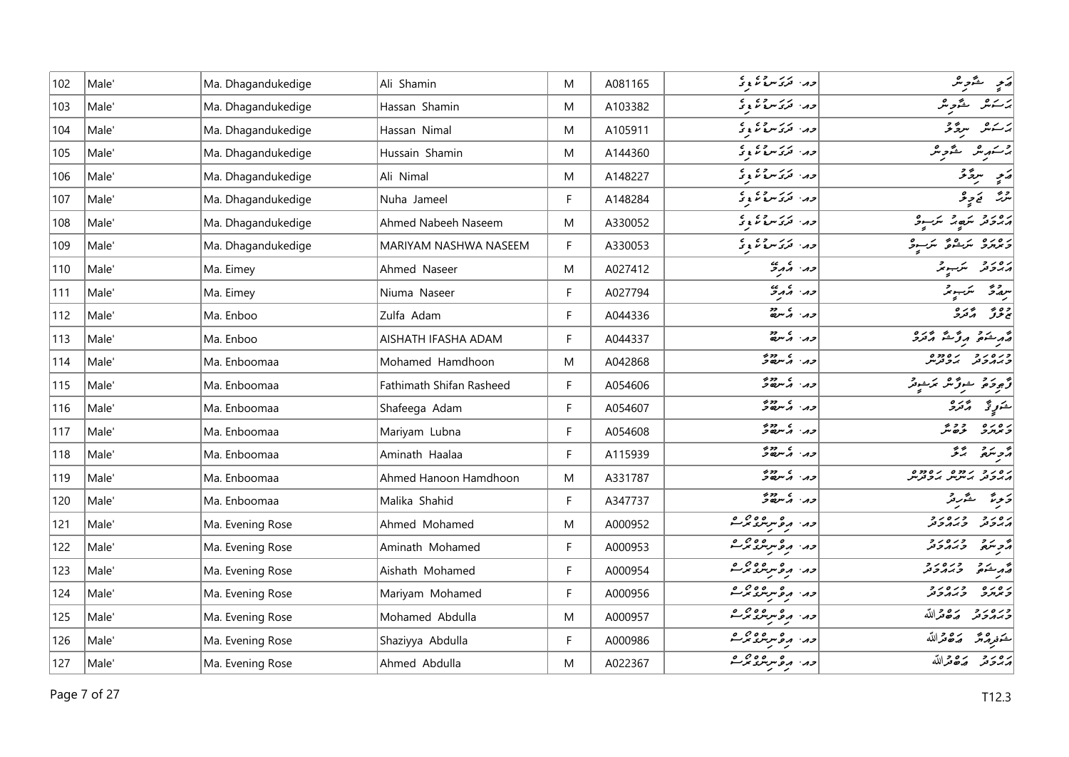| | | | | | | | |
|---|---|---|---|---|---|---|---|
| 102 | Male' | Ma. Dhagandukedige | Ali Shamin | M | A081165 | މއ. ދަގަނޑުކެޑިގެ | އަލި ޝާމިން |
| 103 | Male' | Ma. Dhagandukedige | Hassan Shamin | M | A103382 | މއ. ދަގަނޑުކެޑިގެ | ހަސަން ޝާމިން |
| 104 | Male' | Ma. Dhagandukedige | Hassan Nimal | M | A105911 | މއ. ދަގަނޑުކެޑިގެ | ހަސަން ނިމާލް |
| 105 | Male' | Ma. Dhagandukedige | Hussain Shamin | M | A144360 | މއ. ދަގަނޑުކެޑިގެ | ހުސައިން ޝާމިން |
| 106 | Male' | Ma. Dhagandukedige | Ali Nimal | M | A148227 | މއ. ދަގަނޑުކެޑިގެ | އަލި ނިމާލް |
| 107 | Male' | Ma. Dhagandukedige | Nuha Jameel | F | A148284 | މއ. ދަގަނޑުކެޑިގެ | ނުހާ ޖަމީލް |
| 108 | Male' | Ma. Dhagandukedige | Ahmed Nabeeh Naseem | M | A330052 | މއ. ދަގަނޑުކެޑިގެ | އަހުމަދު ނަބީހު ނަސީމް |
| 109 | Male' | Ma. Dhagandukedige | MARIYAM NASHWA NASEEM | F | A330053 | މއ. ދަގަނޑުކެޑިގެ | މަރިޔަމް ނަޝްވާ ނަސީމް |
| 110 | Male' | Ma. Eimey | Ahmed Naseer | M | A027412 | މއ. އެއިމޭ | އަހުމަދު ނަސީރު |
| 111 | Male' | Ma. Eimey | Niuma Naseer | F | A027794 | މއ. އެއިމޭ | ނިޢުމާ ނަސީރު |
| 112 | Male' | Ma. Enboo | Zulfa Adam | F | A044336 | މއ. އެންބޫ | ޒުލްފާ އާދަމް |
| 113 | Male' | Ma. Enboo | AISHATH IFASHA ADAM | F | A044337 | މއ. އެންބޫ | އައިޝަތު އިފާޝާ އާދަމް |
| 114 | Male' | Ma. Enboomaa | Mohamed Hamdhoon | M | A042868 | މއ. އެންބޫމާ | މުހައްމަދު ހަމްދޫން |
| 115 | Male' | Ma. Enboomaa | Fathimath Shifan Rasheed | F | A054606 | މއ. އެންބޫމާ | ފާތިމަތު ޝިފާން ރަޝީދު |
| 116 | Male' | Ma. Enboomaa | Shafeega Adam | F | A054607 | މއ. އެންބޫމާ | ޝަފީޤާ އާދަމް |
| 117 | Male' | Ma. Enboomaa | Mariyam Lubna | F | A054608 | މއ. އެންބޫމާ | މަރިޔަމް ލުބްނާ |
| 118 | Male' | Ma. Enboomaa | Aminath Haalaa | F | A115939 | މއ. އެންބޫމާ | އާމިނަތު ހާލާ |
| 119 | Male' | Ma. Enboomaa | Ahmed Hanoon Hamdhoon | M | A331787 | މއ. އެންބޫމާ | އަހުމަދު ހަނޫން ހަމްދޫން |
| 120 | Male' | Ma. Enboomaa | Malika Shahid | F | A347737 | މއ. އެންބޫމާ | މަލިކާ ޝާހިދު |
| 121 | Male' | Ma. Evening Rose | Ahmed Mohamed | M | A000952 | މއ. އިވްނިންގރޯސް | އަހުމަދު މުހައްމަދު |
| 122 | Male' | Ma. Evening Rose | Aminath Mohamed | F | A000953 | މއ. އިވްނިންގރޯސް | އާމިނަތު މުހައްމަދު |
| 123 | Male' | Ma. Evening Rose | Aishath Mohamed | F | A000954 | މއ. އިވްނިންގރޯސް | އައިޝަތު މުހައްމަދު |
| 124 | Male' | Ma. Evening Rose | Mariyam Mohamed | F | A000956 | މއ. އިވްނިންގރޯސް | މަރިޔަމް މުހައްމަދު |
| 125 | Male' | Ma. Evening Rose | Mohamed Abdulla | M | A000957 | މއ. އިވްނިންގރޯސް | މުހައްމަދު އަބްދުﷲ |
| 126 | Male' | Ma. Evening Rose | Shaziyya Abdulla | F | A000986 | މއ. އިވްނިންގރޯސް | ޝަޒިއްޔާ އަބްދުﷲ |
| 127 | Male' | Ma. Evening Rose | Ahmed Abdulla | M | A022367 | މއ. އިވްނިންގރޯސް | އަހުމަދު އަބްދުﷲ |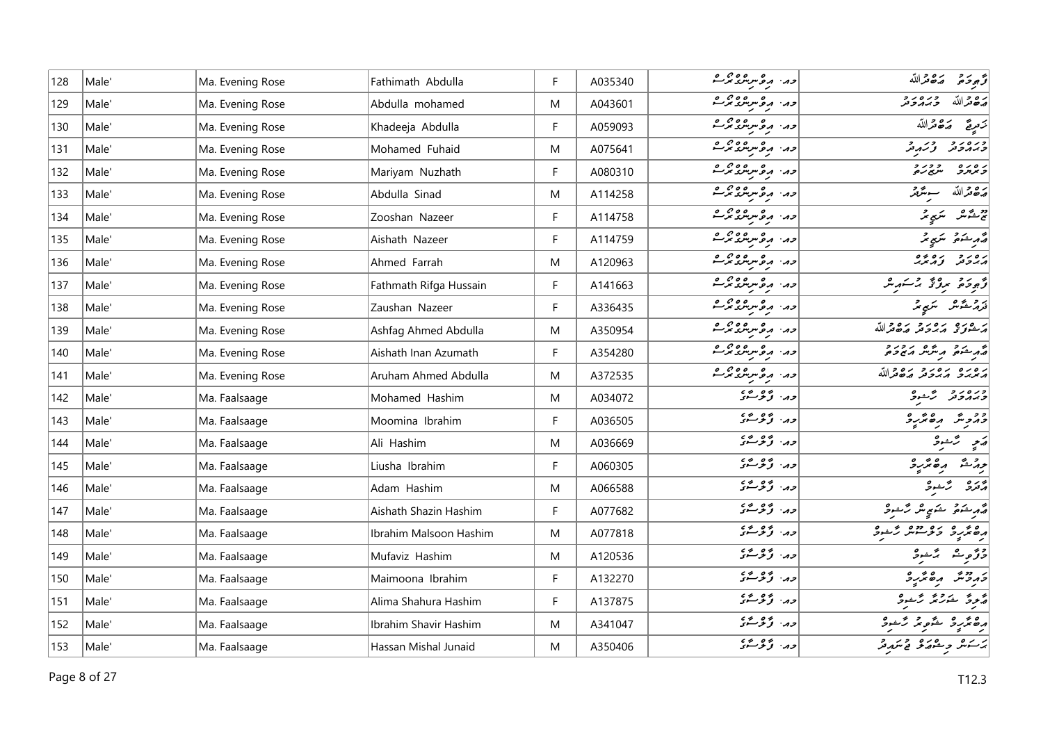| | | | | | | | |
|---|---|---|---|---|---|---|---|
| 128 | Male' | Ma. Evening Rose | Fathimath Abdulla | F | A035340 | މއ. އިވްނިންގ ރޯސް | ފާތިމަތު އަބްދުاللہ |
| 129 | Male' | Ma. Evening Rose | Abdulla mohamed | M | A043601 | މއ. އިވްނިންގ ރޯސް | އަބްدُاللہ މުޙައްމަދު |
| 130 | Male' | Ma. Evening Rose | Khadeeja Abdulla | F | A059093 | މއ. އިވްނިންގ ރޯސް | ޚަދީޖާ އަބްދުاللہ |
| 131 | Male' | Ma. Evening Rose | Mohamed Fuhaid | M | A075641 | މއ. އިވްނިންގ ރޯސް | މުޙައްމަދު ފުހައިދު |
| 132 | Male' | Ma. Evening Rose | Mariyam Nuzhath | F | A080310 | މއ. އިވްނިންގ ރޯސް | މަރިޔަމް ނުޒްހަތު |
| 133 | Male' | Ma. Evening Rose | Abdulla Sinad | M | A114258 | މއ. އިވްނިންގ ރޯސް | އަބްދުاللہ ސިނާދު |
| 134 | Male' | Ma. Evening Rose | Zooshan Nazeer | F | A114758 | މއ. އިވްނިންގ ރޯސް | ޒޫޝާން ނަޒީރު |
| 135 | Male' | Ma. Evening Rose | Aishath Nazeer | F | A114759 | މއ. އިވްނިންގ ރޯސް | އާއިޝަތު ނަޒީރު |
| 136 | Male' | Ma. Evening Rose | Ahmed Farrah | M | A120963 | މއ. އިވްނިންގ ރޯސް | އަޙްމަދު ފައްރާހު |
| 137 | Male' | Ma. Evening Rose | Fathmath Rifga Hussain | F | A141663 | މއ. އިވްނިންގ ރޯސް | ފާތިމަތު ރިފްގާ ހުސައިން |
| 138 | Male' | Ma. Evening Rose | Zaushan Nazeer | F | A336435 | މއ. އިވްނިންގ ރޯސް | ޒައުޝާން ނަޒީރު |
| 139 | Male' | Ma. Evening Rose | Ashfag Ahmed Abdulla | M | A350954 | މއ. އިވްނިންގ ރޯސް | އަޝްފާގު އަޙްމަދު އަބްދުاللہ |
| 140 | Male' | Ma. Evening Rose | Aishath Inan Azumath | F | A354280 | މއ. އިވްނިންގ ރޯސް | އާއިޝަތު އިނާން އަޒުމަތު |
| 141 | Male' | Ma. Evening Rose | Aruham Ahmed Abdulla | M | A372535 | މއ. އިވްނިންގ ރޯސް | އަރުހަމް އަޙްމަދު އަބްދުاللہ |
| 142 | Male' | Ma. Faalsaage | Mohamed Hashim | M | A034072 | މއ. ފާލްސާގެ | މުޙައްމަދު ހާޝިމް |
| 143 | Male' | Ma. Faalsaage | Moomina Ibrahim | F | A036505 | މއ. ފާލްސާގެ | މޫމިނާ އިބްރާހިމް |
| 144 | Male' | Ma. Faalsaage | Ali Hashim | M | A036669 | މއ. ފާލްސާގެ | އަލި ހާޝިމް |
| 145 | Male' | Ma. Faalsaage | Liusha Ibrahim | F | A060305 | މއ. ފާލްސާގެ | ލިއުޝާ އިބްރާހިމް |
| 146 | Male' | Ma. Faalsaage | Adam Hashim | M | A066588 | މއ. ފާލްސާގެ | އާދަމް ހާޝިމް |
| 147 | Male' | Ma. Faalsaage | Aishath Shazin Hashim | F | A077682 | މއ. ފާލްސާގެ | އާއިޝަތު ޝަޒިން ހާޝިމް |
| 148 | Male' | Ma. Faalsaage | Ibrahim Malsoon Hashim | M | A077818 | މއ. ފާލްސާގެ | އިބްރާހިމް މަލްސޫން ހާޝިމް |
| 149 | Male' | Ma. Faalsaage | Mufaviz Hashim | M | A120536 | މއ. ފާލްސާގެ | މުފާވިޒް ހާޝިމް |
| 150 | Male' | Ma. Faalsaage | Maimoona Ibrahim | F | A132270 | މއ. ފާލްސާގެ | މައިމޫނާ އިބްރާހިމް |
| 151 | Male' | Ma. Faalsaage | Alima Shahura Hashim | F | A137875 | މއ. ފާލްސާގެ | އާލިމާ ޝަހުރާ ހާޝިމް |
| 152 | Male' | Ma. Faalsaage | Ibrahim Shavir Hashim | M | A341047 | މއ. ފާލްސާގެ | އިބްރާހިމް ޝާވިރު ހާޝިމް |
| 153 | Male' | Ma. Faalsaage | Hassan Mishal Junaid | M | A350406 | މއ. ފާލްސާގެ | ހަސަން މިޝްއަލް ޖުނައިދު |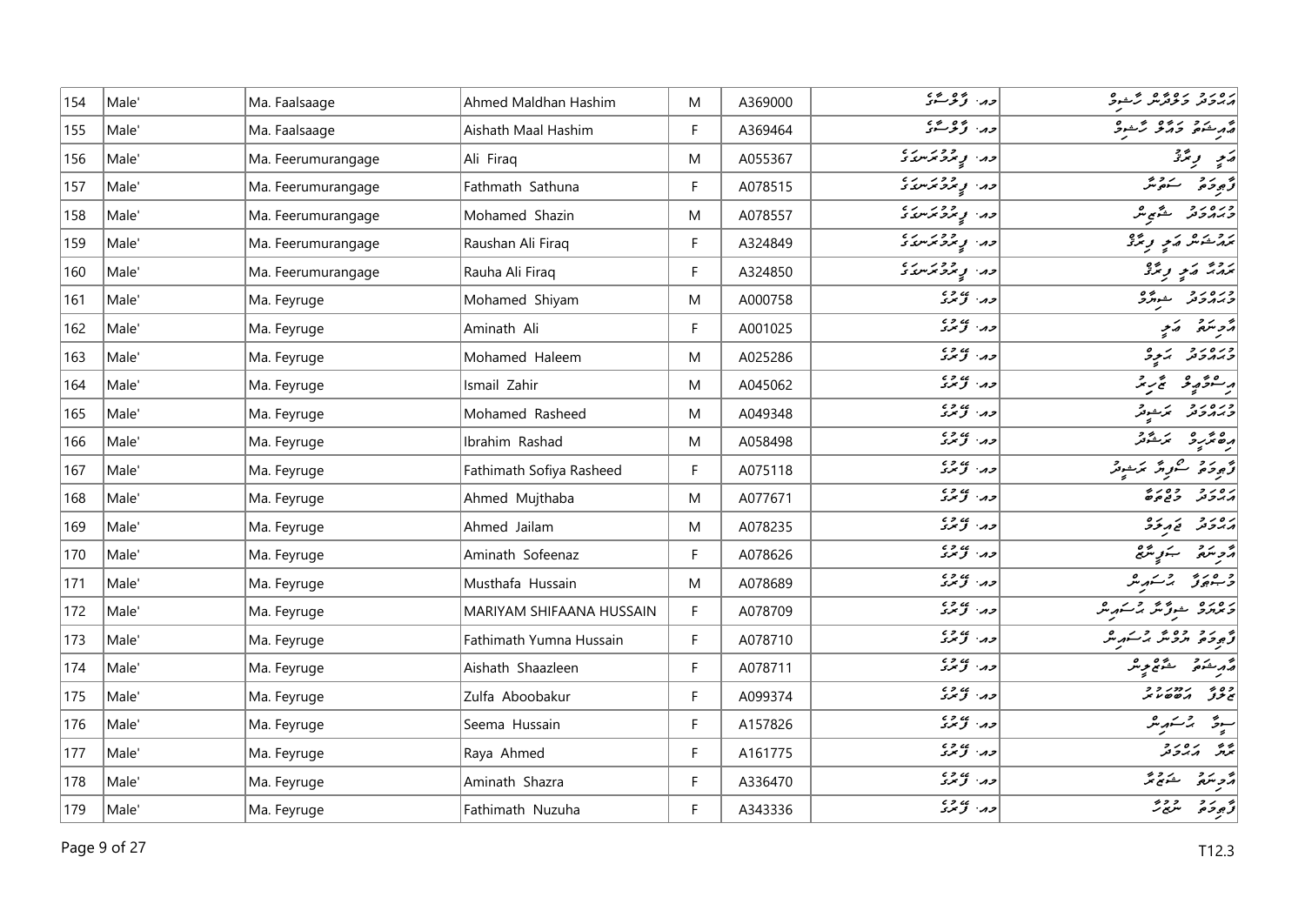| | | | | | | | |
|---|---|---|---|---|---|---|---|
| 154 | Male' | Ma. Faalsaage | Ahmed Maldhan Hashim | M | A369000 | މއ. ފާލްސާގެ | އަޙްމަދު މަލްދާން ހާޝިމް |
| 155 | Male' | Ma. Faalsaage | Aishath Maal Hashim | F | A369464 | މއ. ފާލްސާގެ | އާއިޝަތު މާއަލް ހާޝިމް |
| 156 | Male' | Ma. Feerumurangage | Ali Firaq | M | A055367 | މއ. ފީރުމުރަނގަގެ | އަލީ ފިރާޤު |
| 157 | Male' | Ma. Feerumurangage | Fathmath Sathuna | F | A078515 | މއ. ފީރުމުރަނގަގެ | ފާތިމަތު ސަތޫނާ |
| 158 | Male' | Ma. Feerumurangage | Mohamed Shazin | M | A078557 | މއ. ފީރުމުރަނގަގެ | މުޙައްމަދު ޝާޒިން |
| 159 | Male' | Ma. Feerumurangage | Raushan Ali Firaq | F | A324849 | މއ. ފީރުމުރަނގަގެ | ރައުޝަން އަލީ ފިރާޤު |
| 160 | Male' | Ma. Feerumurangage | Rauha Ali Firaq | F | A324850 | މއ. ފީރުމުރަނގަގެ | ރައުހާ އަލީ ފިރާޤު |
| 161 | Male' | Ma. Feyruge | Mohamed Shiyam | M | A000758 | މއ. ފޭރުގެ | މުޙައްމަދު ޝިޔާމް |
| 162 | Male' | Ma. Feyruge | Aminath Ali | F | A001025 | މއ. ފޭރުގެ | އާމިނަތު އަލީ |
| 163 | Male' | Ma. Feyruge | Mohamed Haleem | M | A025286 | މއ. ފޭރުގެ | މުޙައްމަދު ހަލީމް |
| 164 | Male' | Ma. Feyruge | Ismail Zahir | M | A045062 | މއ. ފޭރުގެ | އިސްމާއީލް ޒާހިރު |
| 165 | Male' | Ma. Feyruge | Mohamed Rasheed | M | A049348 | މއ. ފޭރުގެ | މުޙައްމަދު ރަޝީދު |
| 166 | Male' | Ma. Feyruge | Ibrahim Rashad | M | A058498 | މއ. ފޭރުގެ | އިބްރާހީމް ރަޝާދު |
| 167 | Male' | Ma. Feyruge | Fathimath Sofiya Rasheed | F | A075118 | މއ. ފޭރުގެ | ފާތިމަތު ސޯފިޔާ ރަޝީދު |
| 168 | Male' | Ma. Feyruge | Ahmed Mujthaba | M | A077671 | މއ. ފޭރުގެ | އަޙްމަދު މުޖްތަބާ |
| 169 | Male' | Ma. Feyruge | Ahmed Jailam | M | A078235 | މއ. ފޭރުގެ | އަޙްމަދު ޖައިލަމް |
| 170 | Male' | Ma. Feyruge | Aminath Sofeenaz | F | A078626 | މއ. ފޭރުގެ | އާމިނަތު ސޮފީނާޒް |
| 171 | Male' | Ma. Feyruge | Musthafa Hussain | M | A078689 | މއ. ފޭރުގެ | މުސްތަފާ ހުސައިން |
| 172 | Male' | Ma. Feyruge | MARIYAM SHIFAANA HUSSAIN | F | A078709 | މއ. ފޭރުގެ | މަރިޔަމް ޝިފާނާ ހުސައިން |
| 173 | Male' | Ma. Feyruge | Fathimath Yumna Hussain | F | A078710 | މއ. ފޭރުގެ | ފާތިމަތު ޔުމްނާ ހުސައިން |
| 174 | Male' | Ma. Feyruge | Aishath Shaazleen | F | A078711 | މއ. ފޭރުގެ | އާއިޝަތު ޝާޒްލީން |
| 175 | Male' | Ma. Feyruge | Zulfa Aboobakur | F | A099374 | މއ. ފޭރުގެ | ޒުލްފާ އަބޫބަކުރު |
| 176 | Male' | Ma. Feyruge | Seema Hussain | F | A157826 | މއ. ފޭރުގެ | ސީމާ ހުސައިން |
| 177 | Male' | Ma. Feyruge | Raya Ahmed | F | A161775 | މއ. ފޭރުގެ | ރާޔާ އަޙްމަދު |
| 178 | Male' | Ma. Feyruge | Aminath Shazra | F | A336470 | މއ. ފޭރުގެ | އާމިނަތު ޝަޒްރާ |
| 179 | Male' | Ma. Feyruge | Fathimath Nuzuha | F | A343336 | މއ. ފޭރުގެ | ފާތިމަތު ނުޒުހާ |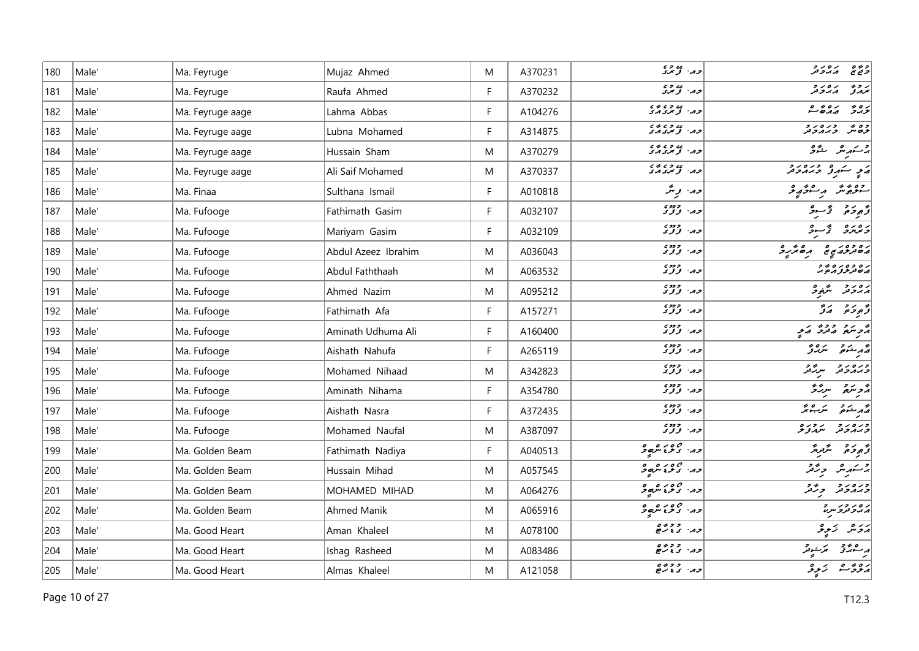| | | | | | | | |
|---|---|---|---|---|---|---|---|
| 180 | Male' | Ma. Feyruge | Mujaz Ahmed | M | A370231 | މއ. ފޭރުގެ | މުޖާޒް އަޙްމަދު |
| 181 | Male' | Ma. Feyruge | Raufa Ahmed | F | A370232 | މއ. ފޭރުގެ | ރައުފާ އަޙްމަދު |
| 182 | Male' | Ma. Feyruge aage | Lahma Abbas | F | A104276 | މއ. ފޭރުގެއާގެ | ލަޙްމާ އައްބާސް |
| 183 | Male' | Ma. Feyruge aage | Lubna Mohamed | F | A314875 | މއ. ފޭރުގެއާގެ | ލުބްނާ މުޙައްމަދު |
| 184 | Male' | Ma. Feyruge aage | Hussain Sham | M | A370279 | މއ. ފޭރުގެއާގެ | ހުސައިން ޝާމް |
| 185 | Male' | Ma. Feyruge aage | Ali Saif Mohamed | M | A370337 | މއ. ފޭރުގެއާގެ | އަލި ސައިފް މުޙައްމަދު |
| 186 | Male' | Ma. Finaa | Sulthana Ismail | F | A010818 | މއ. ފިނާ | ސުލްޠާނާ އިސްމާޢީލް |
| 187 | Male' | Ma. Fufooge | Fathimath Gasim | F | A032107 | މއ. ފުފޫގެ | ފާތިމަތު ޤާސިމް |
| 188 | Male' | Ma. Fufooge | Mariyam Gasim | F | A032109 | މއ. ފުފޫގެ | މަރިޔަމް ޤާސިމް |
| 189 | Male' | Ma. Fufooge | Abdul Azeez Ibrahim | M | A036043 | މއ. ފުފޫގެ | އަބްދުލްއަޒީޒް އިބްރާހީމް |
| 190 | Male' | Ma. Fufooge | Abdul Faththaah | M | A063532 | މއ. ފުފޫގެ | އަބްދުލްފައްތާޙް |
| 191 | Male' | Ma. Fufooge | Ahmed Nazim | M | A095212 | މއ. ފުފޫގެ | އަޙްމަދު ނާޒިމް |
| 192 | Male' | Ma. Fufooge | Fathimath Afa | F | A157271 | މއ. ފުފޫގެ | ފާތިމަތު އަފާ |
| 193 | Male' | Ma. Fufooge | Aminath Udhuma Ali | F | A160400 | މއ. ފުފޫގެ | އާމިނަތު އުދުމާ އަލި |
| 194 | Male' | Ma. Fufooge | Aishath Nahufa | F | A265119 | މއ. ފުފޫގެ | އާއިޝަތު ނަހުފާ |
| 195 | Male' | Ma. Fufooge | Mohamed Nihaad | M | A342823 | މއ. ފުފޫގެ | މުޙައްމަދު ނިހާދު |
| 196 | Male' | Ma. Fufooge | Aminath Nihama | F | A354780 | މއ. ފުފޫގެ | އާމިނަތު ނިހާމާ |
| 197 | Male' | Ma. Fufooge | Aishath Nasra | F | A372435 | މއ. ފުފޫގެ | އާއިޝަތު ނަސްރާ |
| 198 | Male' | Ma. Fufooge | Mohamed Naufal | M | A387097 | މއ. ފުފޫގެ | މުޙައްމަދު ނައުފަލް |
| 199 | Male' | Ma. Golden Beam | Fathimath Nadiya | F | A040513 | މއ. ގޯލްޑަންބީމް | ފާތިމަތު ނާދިޔާ |
| 200 | Male' | Ma. Golden Beam | Hussain Mihad | M | A057545 | މއ. ގޯލްޑަންބީމް | ހުސައިން މިހާދު |
| 201 | Male' | Ma. Golden Beam | MOHAMED MIHAD | M | A064276 | މއ. ގޯލްޑަންބީމް | މުޙައްމަދު މިހާދު |
| 202 | Male' | Ma. Golden Beam | Ahmed Manik | M | A065916 | މއ. ގޯލްޑަންބީމް | އަޙްމަދުމަނިކު |
| 203 | Male' | Ma. Good Heart | Aman Khaleel | M | A078100 | މއ. ގުޑްހާޓް | އަމަން ޚަލީލް |
| 204 | Male' | Ma. Good Heart | Ishag Rasheed | M | A083486 | މއ. ގުޑްހާޓް | އިސްޙާޤު ރަޝީދު |
| 205 | Male' | Ma. Good Heart | Almas Khaleel | M | A121058 | މއ. ގުޑްހާޓް | އަލްމާސް ޚަލީލް |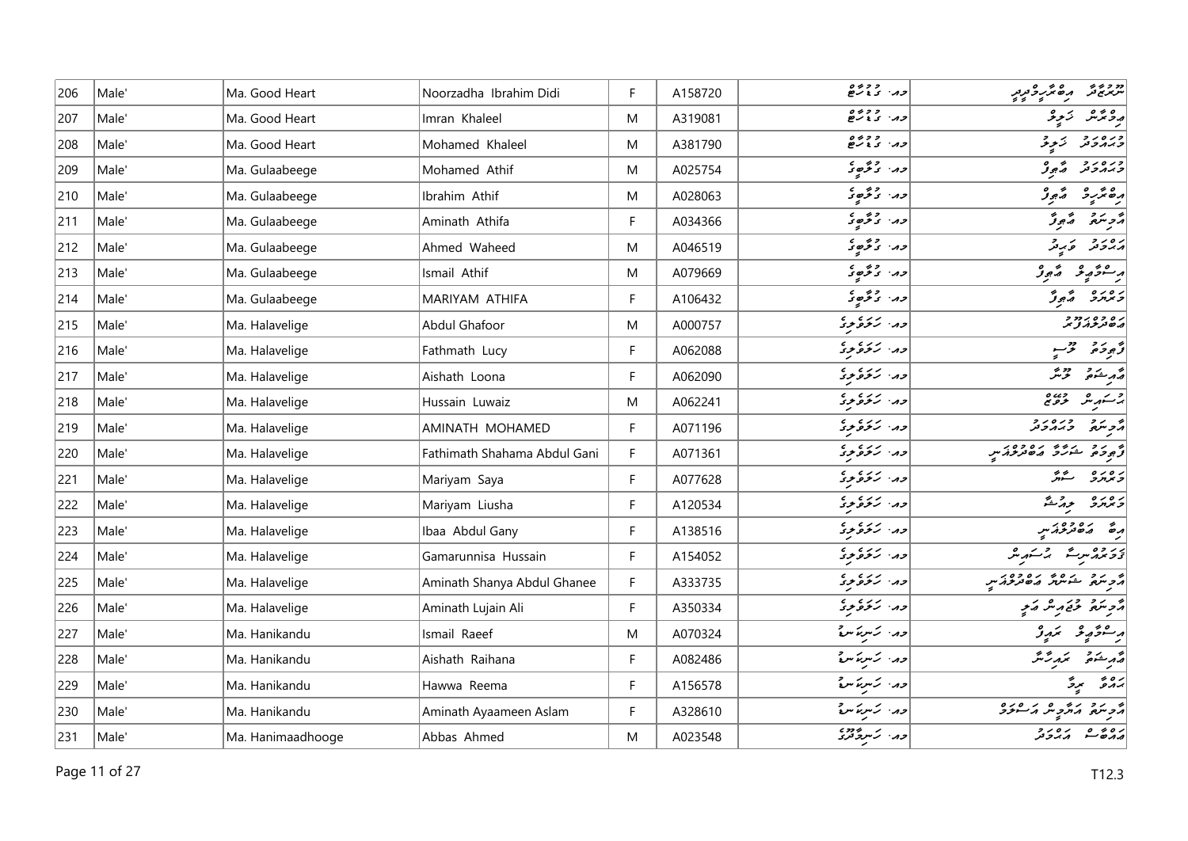| | | | | | | | |
|---|---|---|---|---|---|---|---|
| 206 | Male' | Ma. Good Heart | Noorzadha Ibrahim Didi | F | A158720 | މއ. ގުޑްހާޓް | ނޫރުޒާދާ އިބްރާހީމްދީދީ |
| 207 | Male' | Ma. Good Heart | Imran Khaleel | M | A319081 | މއ. ގުޑްހާޓް | އިމްރާން ޚަލީލް |
| 208 | Male' | Ma. Good Heart | Mohamed Khaleel | M | A381790 | މއ. ގުޑްހާޓް | މުހައްމަދު ޚަލީލް |
| 209 | Male' | Ma. Gulaabeege | Mohamed Athif | M | A025754 | މއ. ގުލާބީގެ | މުހައްމަދު އާތިފް |
| 210 | Male' | Ma. Gulaabeege | Ibrahim Athif | M | A028063 | މއ. ގުލާބީގެ | އިބްރާހީމް އާތިފް |
| 211 | Male' | Ma. Gulaabeege | Aminath Athifa | F | A034366 | މއ. ގުލާބީގެ | އާމިނަތު އާތިފާ |
| 212 | Male' | Ma. Gulaabeege | Ahmed Waheed | M | A046519 | މއ. ގުލާބީގެ | އަހުމަދު ވަހީދު |
| 213 | Male' | Ma. Gulaabeege | Ismail Athif | M | A079669 | މއ. ގުލާބީގެ | އިސްމާއިލް އާތިފް |
| 214 | Male' | Ma. Gulaabeege | MARIYAM ATHIFA | F | A106432 | މއ. ގުލާބީގެ | މަރިޔަމް އާތިފާ |
| 215 | Male' | Ma. Halavelige | Abdul Ghafoor | M | A000757 | މއ. ހަލަވެލިގެ | އަބްދުލްޣަފޫރު |
| 216 | Male' | Ma. Halavelige | Fathmath Lucy | F | A062088 | މއ. ހަލަވެލިގެ | ފާތިމަތު ލޫސީ |
| 217 | Male' | Ma. Halavelige | Aishath Loona | F | A062090 | މއ. ހަލަވެލިގެ | އައިށަތު ލޫނާ |
| 218 | Male' | Ma. Halavelige | Hussain Luwaiz | M | A062241 | މއ. ހަލަވެލިގެ | ހުސައިން ލުވައިޒް |
| 219 | Male' | Ma. Halavelige | AMINATH MOHAMED | F | A071196 | މއ. ހަލަވެލިގެ | އާމިނަތު މުހައްމަދު |
| 220 | Male' | Ma. Halavelige | Fathimath Shahama Abdul Gani | F | A071361 | މއ. ހަލަވެލިގެ | ފާތިމަތު ޝަހާމާ އަބްދުލްޣަނީ |
| 221 | Male' | Ma. Halavelige | Mariyam Saya | F | A077628 | މއ. ހަލަވެލިގެ | މަރިޔަމް ސާޔާ |
| 222 | Male' | Ma. Halavelige | Mariyam Liusha | F | A120534 | މއ. ހަލަވެލިގެ | މަރިޔަމް ލިއުޝާ |
| 223 | Male' | Ma. Halavelige | Ibaa Abdul Gany | F | A138516 | މއ. ހަލަވެލިގެ | އިބާ އަބްދުލްޣަނީ |
| 224 | Male' | Ma. Halavelige | Gamarunnisa Hussain | F | A154052 | މއ. ހަލަވެލިގެ | ޤަމަރުންނިސާ ހުސައިން |
| 225 | Male' | Ma. Halavelige | Aminath Shanya Abdul Ghanee | F | A333735 | މއ. ހަލަވެލިގެ | އާމިނަތު ޝަނިޔާ އަބްދުލްޣަނީ |
| 226 | Male' | Ma. Halavelige | Aminath Lujain Ali | F | A350334 | މއ. ހަލަވެލިގެ | އާމިނަތު ލުޖައިން އަލި |
| 227 | Male' | Ma. Hanikandu | Ismail Raeef | M | A070324 | މއ. ހަނިކަނދު | އިސްމާއިލް ރައީފް |
| 228 | Male' | Ma. Hanikandu | Aishath Raihana | F | A082486 | މއ. ހަނިކަނދު | އައިށަތު ރައިހާނާ |
| 229 | Male' | Ma. Hanikandu | Hawwa Reema | F | A156578 | މއ. ހަނިކަނދު | ހައްވާ ރީމާ |
| 230 | Male' | Ma. Hanikandu | Aminath Ayaameen Aslam | F | A328610 | މއ. ހަނިކަނދު | އާމިނަތު އަޔާމީން އަސްލަމް |
| 231 | Male' | Ma. Hanimaadhooge | Abbas Ahmed | M | A023548 | މއ. ހަނިމާދޫގެ | އައްބާސް އަހުމަދު |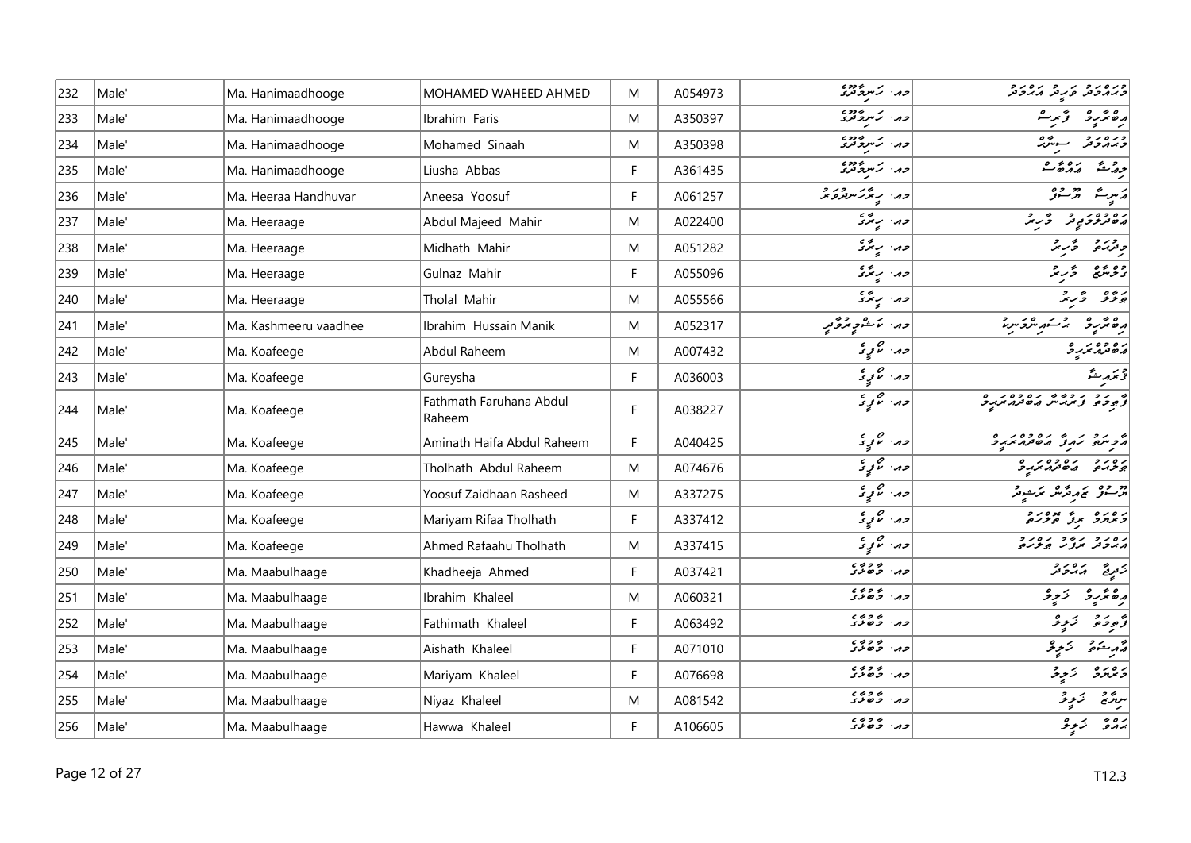| | | | | | | | |
|---|---|---|---|---|---|---|---|
| 232 | Male' | Ma. Hanimaadhooge | MOHAMED WAHEED AHMED | M | A054973 | މއ. ހަނިމާދޫގެ | މުޙައްމަދު ވަޙީދު އަޙްމަދު |
| 233 | Male' | Ma. Hanimaadhooge | Ibrahim Faris | M | A350397 | މއ. ހަނިމާދޫގެ | އިބްރާހީމް ފާރިސް |
| 234 | Male' | Ma. Hanimaadhooge | Mohamed Sinaah | M | A350398 | މއ. ހަނިމާދޫގެ | މުޙައްމަދު ސިނާޙް |
| 235 | Male' | Ma. Hanimaadhooge | Liusha Abbas | F | A361435 | މއ. ހަނިމާދޫގެ | ލިއުޝާ އައްބާސް |
| 236 | Male' | Ma. Heeraa Handhuvar | Aneesa Yoosuf | F | A061257 | މއ. ހީރާހަނދުވަރު | އަނީސާ ޔޫސުފް |
| 237 | Male' | Ma. Heeraage | Abdul Majeed Mahir | M | A022400 | މއ. ހީރާގެ | އަބްދުލްމަޖީދު މާހިރު |
| 238 | Male' | Ma. Heeraage | Midhath Mahir | M | A051282 | މއ. ހީރާގެ | މިދުޙަތު މާހިރު |
| 239 | Male' | Ma. Heeraage | Gulnaz Mahir | F | A055096 | މއ. ހީރާގެ | ގުލްނާޒް މާހިރު |
| 240 | Male' | Ma. Heeraage | Tholal Mahir | M | A055566 | މއ. ހީރާގެ | ތޮލާލް މާހިރު |
| 241 | Male' | Ma. Kashmeeru vaadhee | Ibrahim Hussain Manik | M | A052317 | މއ.ކަޝްމީރުވާދީ | އިބްރާހީމް ހުސައިންމަނިކު |
| 242 | Male' | Ma. Koafeege | Abdul Raheem | M | A007432 | މއ. ކޯފީގެ | އަބްދުއްރަޙީމް |
| 243 | Male' | Ma. Koafeege | Gureysha | F | A036003 | މއ. ކޯފީގެ | ގުރައިޝާ |
| 244 | Male' | Ma. Koafeege | Fathmath Faruhana Abdul Raheem | F | A038227 | މއ. ކޯފީގެ | ފާތިމަތު ފަރުހާނާ އަބްދުއްރަޙީމް |
| 245 | Male' | Ma. Koafeege | Aminath Haifa Abdul Raheem | F | A040425 | މއ. ކޯފީގެ | އާމިނަތު ހައިފާ އަބްދުއްރަޙީމް |
| 246 | Male' | Ma. Koafeege | Tholhath Abdul Raheem | M | A074676 | މއ. ކޯފީގެ | ތޮޅަތު އަބްދުއްރަޙީމް |
| 247 | Male' | Ma. Koafeege | Yoosuf Zaidhaan Rasheed | M | A337275 | މއ. ކޯފީގެ | ޔޫސުފް ޒައިދާން ރަޝީދު |
| 248 | Male' | Ma. Koafeege | Mariyam Rifaa Tholhath | F | A337412 | މއ. ކޯފީގެ | މަރިޔަމް ރިފާ ތޮޅަތު |
| 249 | Male' | Ma. Koafeege | Ahmed Rafaahu Tholhath | M | A337415 | މއ. ކޯފީގެ | އަޙްމަދު ރަފާހު ތޮޅަތު |
| 250 | Male' | Ma. Maabulhaage | Khadheeja Ahmed | F | A037421 | މއ. މާބުޅާގެ | ޚަދީޖާ އަޙްމަދު |
| 251 | Male' | Ma. Maabulhaage | Ibrahim Khaleel | M | A060321 | މއ. މާބުޅާގެ | އިބްރާހީމް ޚަލީލް |
| 252 | Male' | Ma. Maabulhaage | Fathimath Khaleel | F | A063492 | މއ. މާބުޅާގެ | ފާތިމަތު ޚަލީލް |
| 253 | Male' | Ma. Maabulhaage | Aishath Khaleel | F | A071010 | މއ. މާބުޅާގެ | އާއިޝަތު ޚަލީލް |
| 254 | Male' | Ma. Maabulhaage | Mariyam Khaleel | F | A076698 | މއ. މާބުޅާގެ | މަރިޔަމް ޚަލީލް |
| 255 | Male' | Ma. Maabulhaage | Niyaz Khaleel | M | A081542 | މއ. މާބުޅާގެ | ނިޔާޒް ޚަލީލް |
| 256 | Male' | Ma. Maabulhaage | Hawwa Khaleel | F | A106605 | މއ. މާބުޅާގެ | ޙައްވާ ޚަލީލް |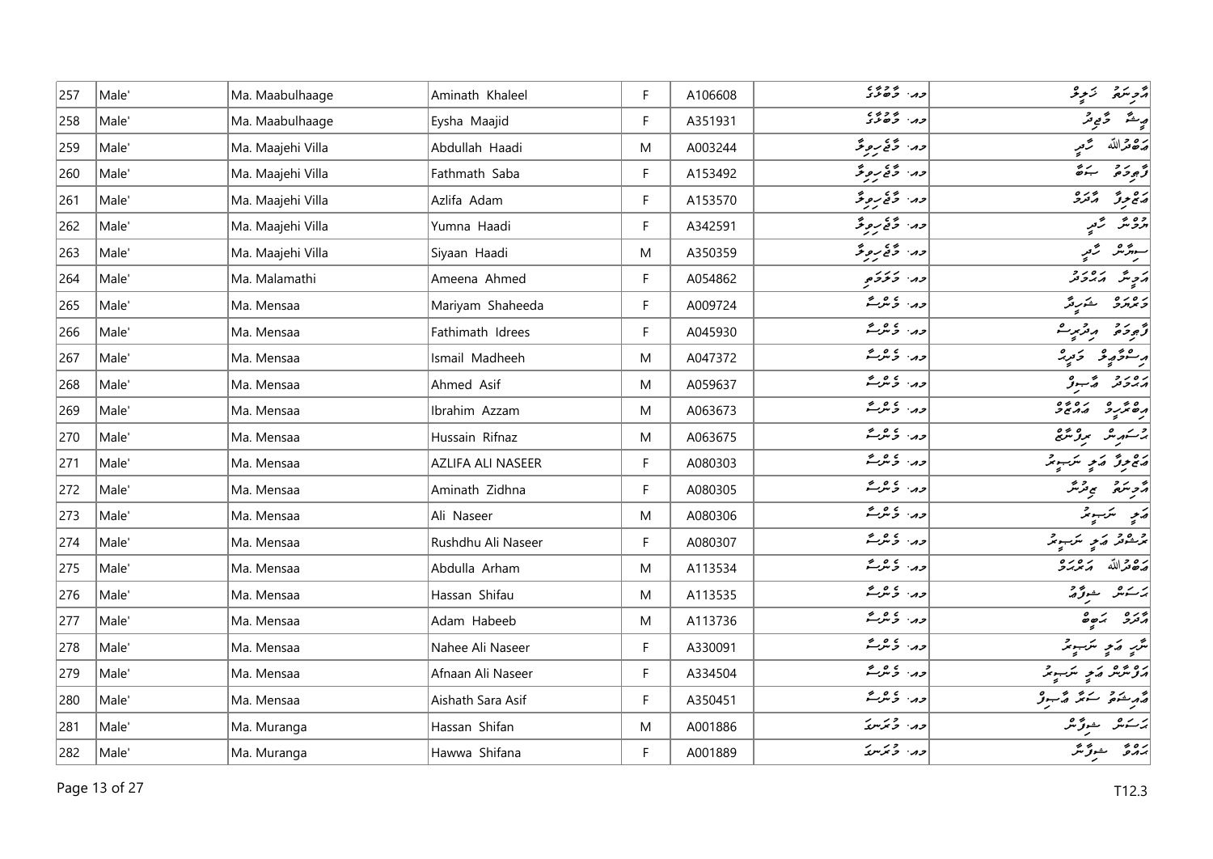| | | | | | | | |
|---|---|---|---|---|---|---|---|
| 257 | Male' | Ma. Maabulhaage | Aminath Khaleel | F | A106608 | މމ. މާބުލްހާގެ | އާމިނަތު ޚަލީލު |
| 258 | Male' | Ma. Maabulhaage | Eysha Maajid | F | A351931 | މމ. މާބުލްހާގެ | euysha މާޖިދު |
| 259 | Male' | Ma. Maajehi Villa | Abdullah Haadi | M | A003244 | މމ. މާޖެހިވިލާ | އަބްދުﷲ ހާދީ |
| 260 | Male' | Ma. Maajehi Villa | Fathmath Saba | F | A153492 | މމ. މާޖެހިވިލާ | ފާތިމަތު ސަބާ |
| 261 | Male' | Ma. Maajehi Villa | Azlifa Adam | F | A153570 | މމ. މާޖެހިވިލާ | އަޒްލީފާ އާދަމް |
| 262 | Male' | Ma. Maajehi Villa | Yumna Haadi | F | A342591 | މމ. މާޖެހިވިލާ | ޔުމްނާ ހާދީ |
| 263 | Male' | Ma. Maajehi Villa | Siyaan Haadi | M | A350359 | މމ. މާޖެހިވިލާ | ސިޔާން ހާދީ |
| 264 | Male' | Ma. Malamathi | Ameena Ahmed | F | A054862 | މމ. މަލަމަތި | އަމީނާ އަހްމަދު |
| 265 | Male' | Ma. Mensaa | Mariyam Shaheeda | F | A009724 | މމ. މެންސާ | މަރިޔަމް ޝަހީދާ |
| 266 | Male' | Ma. Mensaa | Fathimath Idrees | F | A045930 | މމ. މެންސާ | ފާތިމަތު އިދުރީސް |
| 267 | Male' | Ma. Mensaa | Ismail Madheeh | M | A047372 | މމ. މެންސާ | އިސްމާއީލް މަދީޙް |
| 268 | Male' | Ma. Mensaa | Ahmed Asif | M | A059637 | މމ. މެންސާ | އަހްމަދު އާސިފް |
| 269 | Male' | Ma. Mensaa | Ibrahim Azzam | M | A063673 | މމ. މެންސާ | އިބްރާހީމް އައްޒާމް |
| 270 | Male' | Ma. Mensaa | Hussain Rifnaz | M | A063675 | މމ. މެންސާ | ހުސައިން ރިފްނާޒް |
| 271 | Male' | Ma. Mensaa | AZLIFA ALI NASEER | F | A080303 | މމ. މެންސާ | އަޒްލީފާ އަލީ ނަސީރު |
| 272 | Male' | Ma. Mensaa | Aminath Zidhna | F | A080305 | މމ. މެންސާ | އާމިނަތު ޒިދުނާ |
| 273 | Male' | Ma. Mensaa | Ali Naseer | M | A080306 | މމ. މެންސާ | އަލީ ނަސީރު |
| 274 | Male' | Ma. Mensaa | Rushdhu Ali Naseer | F | A080307 | މމ. މެންސާ | ރުޝްދު އަލީ ނަސީރު |
| 275 | Male' | Ma. Mensaa | Abdulla Arham | M | A113534 | މމ. މެންސާ | އަބްދުﷲ އަރުހަމް |
| 276 | Male' | Ma. Mensaa | Hassan Shifau | M | A113535 | މމ. މެންސާ | ހަސަން ޝިފާއު |
| 277 | Male' | Ma. Mensaa | Adam Habeeb | M | A113736 | މމ. މެންސާ | އާދަމް ހަބީބު |
| 278 | Male' | Ma. Mensaa | Nahee Ali Naseer | F | A330091 | މމ. މެންސާ | ނަހީ އަލީ ނަސީރު |
| 279 | Male' | Ma. Mensaa | Afnaan Ali Naseer | F | A334504 | މމ. މެންސާ | އަފްނާން އަލީ ނަސީރު |
| 280 | Male' | Ma. Mensaa | Aishath Sara Asif | F | A350451 | މމ. މެންސާ | އާއިޝަތު ސަރާ އާސިފް |
| 281 | Male' | Ma. Muranga | Hassan Shifan | M | A001886 | މމ. މުރަނގަ | ހަސަން ޝިފާން |
| 282 | Male' | Ma. Muranga | Hawwa Shifana | F | A001889 | މމ. މުރަނގަ | ހައްވާ ޝިފާނާ |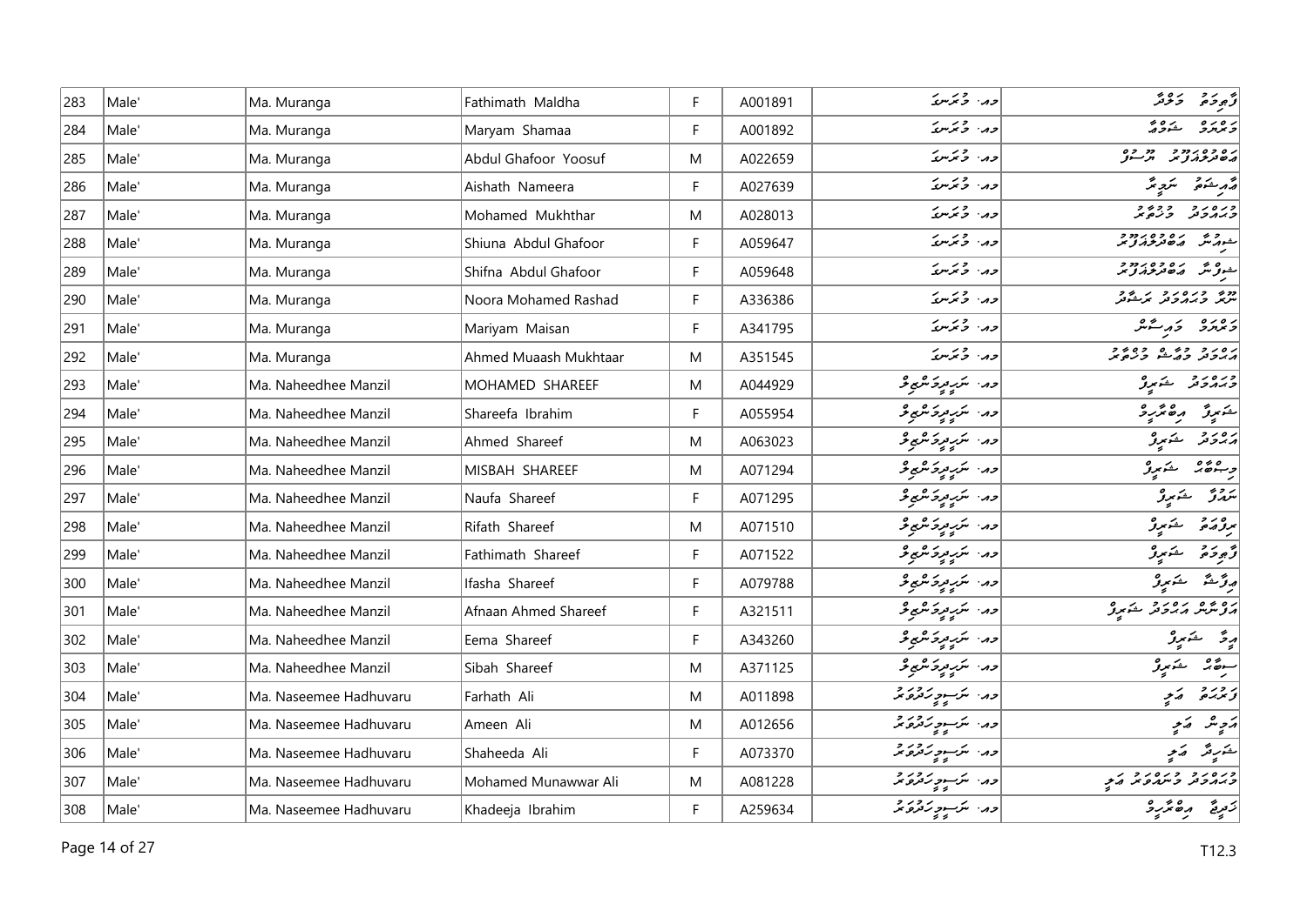| | | | | | | | |
|---|---|---|---|---|---|---|---|
| 283 | Male' | Ma. Muranga | Fathimath Maldha | F | A001891 | މއ. މުރަނގަ | ފާތިމަތު މަލްދާ |
| 284 | Male' | Ma. Muranga | Maryam Shamaa | F | A001892 | މއ. މުރަނގަ | މަރްޔަމް ޝަމާއު |
| 285 | Male' | Ma. Muranga | Abdul Ghafoor Yoosuf | M | A022659 | މއ. މުރަނގަ | ޢަބްދުލްޣަފޫރު ޔޫސުފް |
| 286 | Male' | Ma. Muranga | Aishath Nameera | F | A027639 | މއ. މުރަނގަ | ޢާއިޝަތު ނަމީރާ |
| 287 | Male' | Ma. Muranga | Mohamed Mukhthar | M | A028013 | މއ. މުރަނގަ | މުޙައްމަދު މުޚްތާރު |
| 288 | Male' | Ma. Muranga | Shiuna Abdul Ghafoor | F | A059647 | މއ. މުރަނގަ | ޝިއުނާ ޢަބްދުލްޣަފޫރު |
| 289 | Male' | Ma. Muranga | Shifna Abdul Ghafoor | F | A059648 | މއ. މުރަނގަ | ޝިފްނާ ޢަބްދުލްޣަފޫރު |
| 290 | Male' | Ma. Muranga | Noora Mohamed Rashad | F | A336386 | މއ. މުރަނގަ | ނޫރާ މުޙައްމަދު ރަޝާދު |
| 291 | Male' | Ma. Muranga | Mariyam Maisan | F | A341795 | މއ. މުރަނގަ | މަރިޔަމް މައިސާން |
| 292 | Male' | Ma. Muranga | Ahmed Muaash Mukhtaar | M | A351545 | މއ. މުރަނގަ | އަޙްމަދު މުޢާޝް މުޚްތާރު |
| 293 | Male' | Ma. Naheedhee Manzil | MOHAMED SHAREEF | M | A044929 | މއ. ނަހީދީމަންޒިލް | މުޙައްމަދު ޝަރީފް |
| 294 | Male' | Ma. Naheedhee Manzil | Shareefa Ibrahim | F | A055954 | މއ. ނަހީދީމަންޒިލް | ޝަރީފާ އިބްރާހީމް |
| 295 | Male' | Ma. Naheedhee Manzil | Ahmed Shareef | M | A063023 | މއ. ނަހީދީމަންޒިލް | އަޙްމަދު ޝަރީފް |
| 296 | Male' | Ma. Naheedhee Manzil | MISBAH SHAREEF | M | A071294 | މއ. ނަހީދީމަންޒިލް | މިސްބާހު ޝަރީފް |
| 297 | Male' | Ma. Naheedhee Manzil | Naufa Shareef | F | A071295 | މއ. ނަހީދީމަންޒިލް | ނައުފާ ޝަރީފް |
| 298 | Male' | Ma. Naheedhee Manzil | Rifath Shareef | M | A071510 | މއ. ނަހީދީމަންޒިލް | ރިފްޢަތު ޝަރީފް |
| 299 | Male' | Ma. Naheedhee Manzil | Fathimath Shareef | F | A071522 | މއ. ނަހީދީމަންޒިލް | ފާތިމަތު ޝަރީފް |
| 300 | Male' | Ma. Naheedhee Manzil | Ifasha Shareef | F | A079788 | މއ. ނަހީދީމަންޒިލް | އިފާޝާ ޝަރީފް |
| 301 | Male' | Ma. Naheedhee Manzil | Afnaan Ahmed Shareef | F | A321511 | މއ. ނަހީދީމަންޒިލް | އަފްނާން އަޙްމަދު ޝަރީފް |
| 302 | Male' | Ma. Naheedhee Manzil | Eema Shareef | F | A343260 | މއ. ނަހީދީމަންޒިލް | އީމާ ޝަރީފް |
| 303 | Male' | Ma. Naheedhee Manzil | Sibah Shareef | M | A371125 | މއ. ނަހީދީމަންޒިލް | ސިބާހު ޝަރީފް |
| 304 | Male' | Ma. Naseemee Hadhuvaru | Farhath Ali | M | A011898 | މއ. ނަސީމީހަދުވަރު | ފަރުހަތު އަލީ |
| 305 | Male' | Ma. Naseemee Hadhuvaru | Ameen Ali | M | A012656 | މއ. ނަސީމީހަދުވަރު | އަމީން އަލީ |
| 306 | Male' | Ma. Naseemee Hadhuvaru | Shaheeda Ali | F | A073370 | މއ. ނަސީމީހަދުވަރު | ޝަހީދާ އަލީ |
| 307 | Male' | Ma. Naseemee Hadhuvaru | Mohamed Munawwar Ali | M | A081228 | މއ. ނަސީމީހަދުވަރު | މުޙައްމަދު މުނައްވަރު އަލީ |
| 308 | Male' | Ma. Naseemee Hadhuvaru | Khadeeja Ibrahim | F | A259634 | މއ. ނަސީމީހަދުވަރު | ޚަދީޖާ އިބްރާހީމް |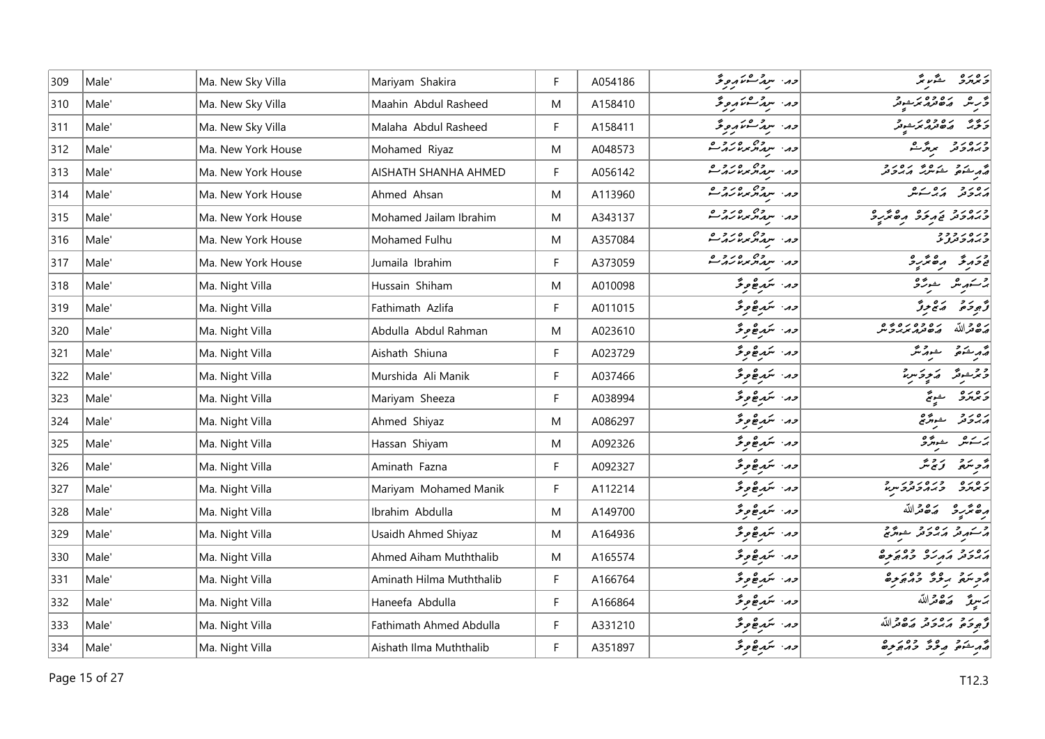| | | | | | | | |
|---|---|---|---|---|---|---|---|
| 309 | Male' | Ma. New Sky Villa | Mariyam Shakira | F | A054186 | މއ. ނިއުސްކައިވިލާ | މަރިޔަމް ޝާކިރާ |
| 310 | Male' | Ma. New Sky Villa | Maahin Abdul Rasheed | M | A158410 | މއ. ނިއުސްކައިވިލާ | މާހިން އަބްދުލްރަޝީދު |
| 311 | Male' | Ma. New Sky Villa | Malaha Abdul Rasheed | F | A158411 | މއ. ނިއުސްކައިވިލާ | މަލާހާ އަބްދުލްރަޝީދު |
| 312 | Male' | Ma. New York House | Mohamed Riyaz | M | A048573 | މއ. ނިއުޔޯކްހައުސް | މުހައްމަދު ރިޔާޒް |
| 313 | Male' | Ma. New York House | AISHATH SHANHA AHMED | F | A056142 | މއ. ނިއުޔޯކްހައުސް | އައިޝަތު ޝަންހާ އަހުމަދު |
| 314 | Male' | Ma. New York House | Ahmed Ahsan | M | A113960 | މއ. ނިއުޔޯކްހައުސް | އަހުމަދު އަޙްސަން |
| 315 | Male' | Ma. New York House | Mohamed Jailam Ibrahim | M | A343137 | މއ. ނިއުޔޯކްހައުސް | މުހައްމަދު ޖައިލަމް އިބްރާހީމް |
| 316 | Male' | Ma. New York House | Mohamed Fulhu | M | A357084 | މއ. ނިއުޔޯކްހައުސް | މުހައްމަދުފުޅު |
| 317 | Male' | Ma. New York House | Jumaila Ibrahim | F | A373059 | މއ. ނިއުޔޯކްހައުސް | ޖުމައިލާ އިބްރާހީމް |
| 318 | Male' | Ma. Night Villa | Hussain Shiham | M | A010098 | މއ. ނައިޓްވިލާ | ޙުސައިން ޝިހާމް |
| 319 | Male' | Ma. Night Villa | Fathimath Azlifa | F | A011015 | މއ. ނައިޓްވިލާ | ފާތިމަތު އަޒްލީފާ |
| 320 | Male' | Ma. Night Villa | Abdulla Abdul Rahman | M | A023610 | މއ. ނައިޓްވިލާ | އަބްދުﷲ އަބްދުއްރަޙްމާން |
| 321 | Male' | Ma. Night Villa | Aishath Shiuna | F | A023729 | މއ. ނައިޓްވިލާ | އައިޝަތު ޝިއުނާ |
| 322 | Male' | Ma. Night Villa | Murshida Ali Manik | F | A037466 | މއ. ނައިޓްވިލާ | މުރުޝިދާ އަލިމަނިކު |
| 323 | Male' | Ma. Night Villa | Mariyam Sheeza | F | A038994 | މއ. ނައިޓްވިލާ | މަރިޔަމް ޝީޒާ |
| 324 | Male' | Ma. Night Villa | Ahmed Shiyaz | M | A086297 | މއ. ނައިޓްވިލާ | އަހުމަދު ޝިޔާޒް |
| 325 | Male' | Ma. Night Villa | Hassan Shiyam | M | A092326 | މއ. ނައިޓްވިލާ | ޙަސަން ޝިޔާމް |
| 326 | Male' | Ma. Night Villa | Aminath Fazna | F | A092327 | މއ. ނައިޓްވިލާ | އާމިނަތު ފަޒްނާ |
| 327 | Male' | Ma. Night Villa | Mariyam Mohamed Manik | F | A112214 | މއ. ނައިޓްވިލާ | މަރިޔަމް މުހައްމަދުމަނިކު |
| 328 | Male' | Ma. Night Villa | Ibrahim Abdulla | M | A149700 | މއ. ނައިޓްވިލާ | އިބްރާހީމް އަބްދުﷲ |
| 329 | Male' | Ma. Night Villa | Usaidh Ahmed Shiyaz | M | A164936 | މއ. ނައިޓްވިލާ | އުސައިދު އަހުމަދު ޝިޔާޒް |
| 330 | Male' | Ma. Night Villa | Ahmed Aiham Muththalib | M | A165574 | މއ. ނައިޓްވިލާ | އަހުމަދު އައިހަމް މުއްތަލިބް |
| 331 | Male' | Ma. Night Villa | Aminath Hilma Muththalib | F | A166764 | މއ. ނައިޓްވިލާ | އާމިނަތު ހިލްމާ މުއްތަލިބް |
| 332 | Male' | Ma. Night Villa | Haneefa Abdulla | F | A166864 | މއ. ނައިޓްވިލާ | ހަނީފާ އަބްދުﷲ |
| 333 | Male' | Ma. Night Villa | Fathimath Ahmed Abdulla | F | A331210 | މއ. ނައިޓްވިލާ | ފާތިމަތު އަހުމަދު އަބްދުﷲ |
| 334 | Male' | Ma. Night Villa | Aishath Ilma Muththalib | F | A351897 | މއ. ނައިޓްވިލާ | އައިޝަތު އިލްމާ މުއްތަލިބް |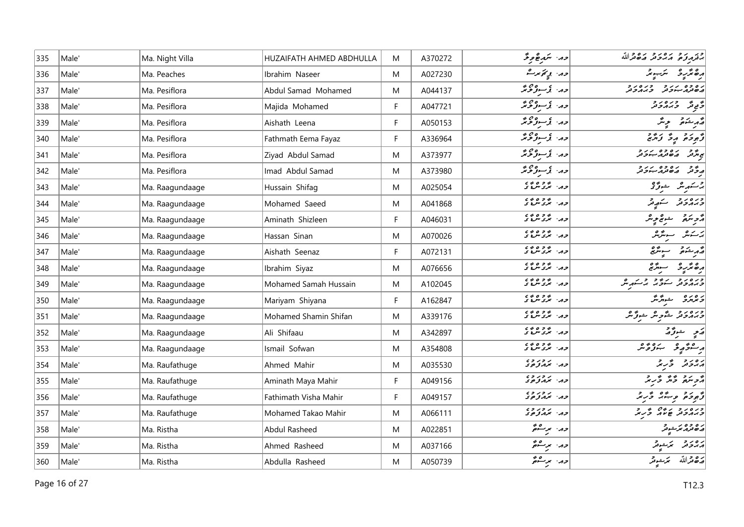| | | | | | | | |
|---|---|---|---|---|---|---|---|
| 335 | Male' | Ma. Night Villa | HUZAIFATH AHMED ABDHULLA | M | A370272 | މއ. ނައިޓްވިލާ | ހުޒައިފަތު އަހުމަދު އަބްދުﷲ |
| 336 | Male' | Ma. Peaches | Ibrahim Naseer | M | A027230 | މއ. ޕީޗަސް | އިބްރާހީމް ނަސީރު |
| 337 | Male' | Ma. Pesiflora | Abdul Samad Mohamed | M | A044137 | މއ. ޕެސިފްލޯރާ | އަބްދުލްސަމަދު މުހައްމަދު |
| 338 | Male' | Ma. Pesiflora | Majida Mohamed | F | A047721 | މއ. ޕެސިފްލޯރާ | މާޖިދާ މުހައްމަދު |
| 339 | Male' | Ma. Pesiflora | Aishath Leena | F | A050153 | މއ. ޕެސިފްލޯރާ | އާއިޝަތު ލީނާ |
| 340 | Male' | Ma. Pesiflora | Fathmath Eema Fayaz | F | A336964 | މއ. ޕެސިފްލޯރާ | ފާތިމަތު އީމާ ފައްޔާޒް |
| 341 | Male' | Ma. Pesiflora | Ziyad Abdul Samad | M | A373977 | މއ. ޕެސިފްލޯރާ | ޒިޔާދު އަބްދުލްސަމަދު |
| 342 | Male' | Ma. Pesiflora | Imad Abdul Samad | M | A373980 | މއ. ޕެސިފްލޯރާ | އިމާދު އަބްދުލްސަމަދު |
| 343 | Male' | Ma. Raagundaage | Hussain Shifag | M | A025054 | މއ. ރާގުނޑާގެ | ހުސައިން ޝިފާގު |
| 344 | Male' | Ma. Raagundaage | Mohamed Saeed | M | A041868 | މއ. ރާގުނޑާގެ | މުހައްމަދު ސައީދު |
| 345 | Male' | Ma. Raagundaage | Aminath Shizleen | F | A046031 | މއ. ރާގުނޑާގެ | އާމިނަތު ޝިޒްލީން |
| 346 | Male' | Ma. Raagundaage | Hassan Sinan | M | A070026 | މއ. ރާގުނޑާގެ | ހަސަން ސިނާން |
| 347 | Male' | Ma. Raagundaage | Aishath Seenaz | F | A072131 | މއ. ރާގުނޑާގެ | އާއިޝަތު ސީނާޒް |
| 348 | Male' | Ma. Raagundaage | Ibrahim Siyaz | M | A076656 | މއ. ރާގުނޑާގެ | އިބްރާހީމް ސިޔާޒް |
| 349 | Male' | Ma. Raagundaage | Mohamed Samah Hussain | M | A102045 | މއ. ރާގުނޑާގެ | މުހައްމަދު ސަމާހު ހުސައިން |
| 350 | Male' | Ma. Raagundaage | Mariyam Shiyana | F | A162847 | މއ. ރާގުނޑާގެ | މަރިޔަމް ޝިޔާނާ |
| 351 | Male' | Ma. Raagundaage | Mohamed Shamin Shifan | M | A339176 | މއ. ރާގުނޑާގެ | މުހައްމަދު ޝާމިން ޝިފާން |
| 352 | Male' | Ma. Raagundaage | Ali Shifaau | M | A342897 | މއ. ރާގުނޑާގެ | އަލި ޝިފާއު |
| 353 | Male' | Ma. Raagundaage | Ismail Sofwan | M | A354808 | މއ. ރާގުނޑާގެ | އިސްމާއީލް ސޯފްވާން |
| 354 | Male' | Ma. Raufathuge | Ahmed Mahir | M | A035530 | މއ. ރައުފަތުގެ | އަހުމަދު މާހިރު |
| 355 | Male' | Ma. Raufathuge | Aminath Maya Mahir | F | A049156 | މއ. ރައުފަތުގެ | އާމިނަތު މާޔާ މާހިރު |
| 356 | Male' | Ma. Raufathuge | Fathimath Visha Mahir | F | A049157 | މއ. ރައުފަތުގެ | ފާތިމަތު ވިޝާ މާހިރު |
| 357 | Male' | Ma. Raufathuge | Mohamed Takao Mahir | M | A066111 | މއ. ރައުފަތުގެ | މުހައްމަދު ޓަކާއޯ މާހިރު |
| 358 | Male' | Ma. Ristha | Abdul Rasheed | M | A022851 | މއ. ރިސްތާ | އަބްދުއްރަޝީދު |
| 359 | Male' | Ma. Ristha | Ahmed Rasheed | M | A037166 | މއ. ރިސްތާ | އަހުމަދު ރަޝީދު |
| 360 | Male' | Ma. Ristha | Abdulla Rasheed | M | A050739 | މއ. ރިސްތާ | އަބްދުﷲ ރަޝީދު |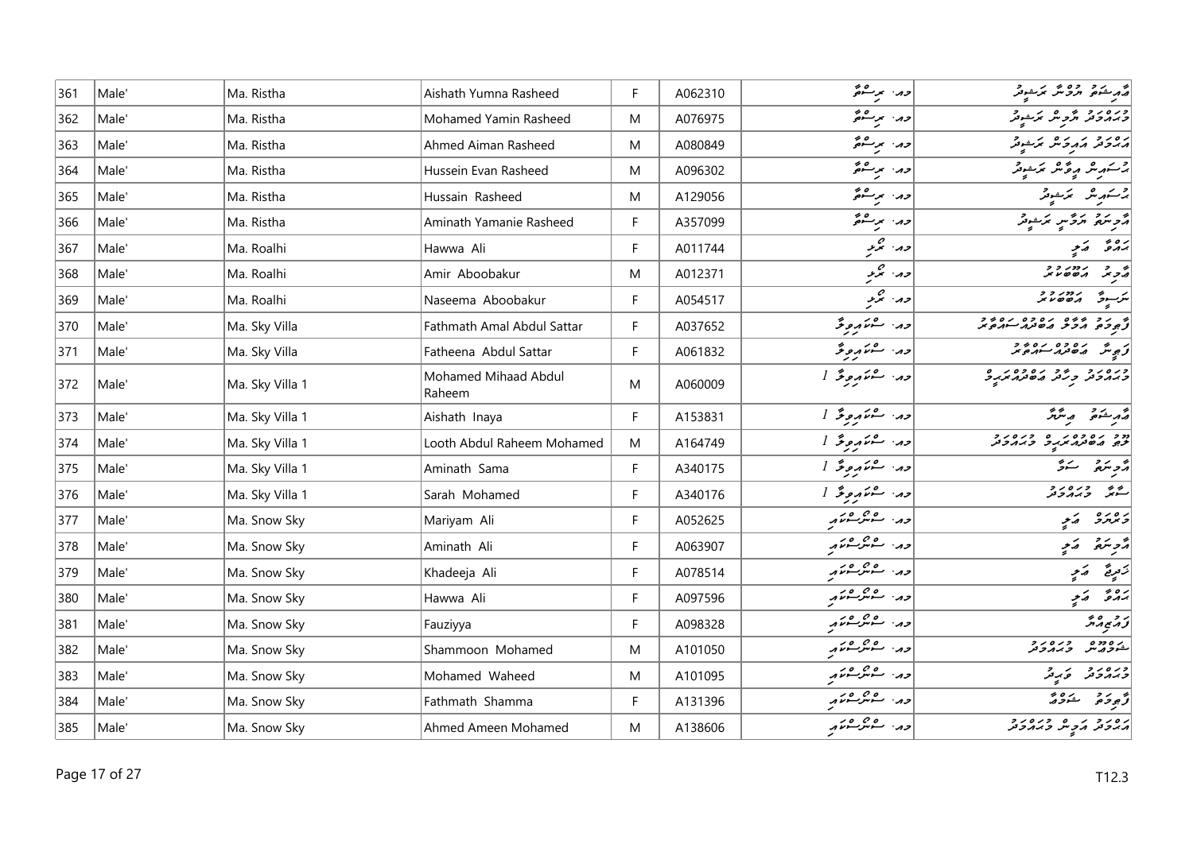| | | | | | | | |
|---|---|---|---|---|---|---|---|
| 361 | Male' | Ma. Ristha | Aishath Yumna Rasheed | F | A062310 | މއ. ރިސްތާ | އާއިޝަތު ޔުމްނާ ރަޝީދު |
| 362 | Male' | Ma. Ristha | Mohamed Yamin Rasheed | M | A076975 | މއ. ރިސްތާ | މުޙައްމަދު ޔާމިން ރަޝީދު |
| 363 | Male' | Ma. Ristha | Ahmed Aiman Rasheed | M | A080849 | މއ. ރިސްތާ | އަޙްމަދު އައިމަން ރަޝީދު |
| 364 | Male' | Ma. Ristha | Hussein Evan Rasheed | M | A096302 | މއ. ރިސްތާ | ހުސައިން އީވާން ރަޝީދު |
| 365 | Male' | Ma. Ristha | Hussain Rasheed | M | A129056 | މއ. ރިސްތާ | ހުސައިން ރަޝީދު |
| 366 | Male' | Ma. Ristha | Aminath Yamanie Rasheed | F | A357099 | މއ. ރިސްތާ | އާމިނަތު ޔަމާނީ ރަޝީދު |
| 367 | Male' | Ma. Roalhi | Hawwa Ali | F | A011744 | މއ. ރޯޅި | ހައްވާ ޢަލީ |
| 368 | Male' | Ma. Roalhi | Amir Aboobakur | M | A012371 | މއ. ރޯޅި | އާމިރު އަބޫބަކުރު |
| 369 | Male' | Ma. Roalhi | Naseema Aboobakur | F | A054517 | މއ. ރޯޅި | ނަސީމާ އަބޫބަކުރު |
| 370 | Male' | Ma. Sky Villa | Fathmath Amal Abdul Sattar | F | A037652 | މއ. ސްކައިވިލާ | ފާތިމަތު އަމާލް ޢަބްދުލް ސައްތާރު |
| 371 | Male' | Ma. Sky Villa | Fatheena Abdul Sattar | F | A061832 | މއ. ސްކައިވިލާ | ފަތީނާ ޢަބްދުލްސައްތާރު |
| 372 | Male' | Ma. Sky Villa 1 | Mohamed Mihaad Abdul Raheem | M | A060009 | މއ. ސްކައިވިލާ 1 | މުޙައްމަދު މިހާދު ޢަބްދުއްރަޙީމް |
| 373 | Male' | Ma. Sky Villa 1 | Aishath Inaya | F | A153831 | މއ. ސްކައިވިލާ 1 | އާއިޝަތު އިނާޔާ |
| 374 | Male' | Ma. Sky Villa 1 | Looth Abdul Raheem Mohamed | M | A164749 | މއ. ސްކައިވިލާ 1 | ލޫތު ޢަބްދުއްރަޙީމް މުޙައްމަދު |
| 375 | Male' | Ma. Sky Villa 1 | Aminath Sama | F | A340175 | މއ. ސްކައިވިލާ 1 | އާމިނަތު ސަމާ |
| 376 | Male' | Ma. Sky Villa 1 | Sarah Mohamed | F | A340176 | މއ. ސްކައިވިލާ 1 | ސާރާ މުޙައްމަދު |
| 377 | Male' | Ma. Snow Sky | Mariyam Ali | F | A052625 | މއ. ސްނޯސްކައި | މަރިޔަމް ޢަލީ |
| 378 | Male' | Ma. Snow Sky | Aminath Ali | F | A063907 | މއ. ސްނޯސްކައި | އާމިނަތު ޢަލީ |
| 379 | Male' | Ma. Snow Sky | Khadeeja Ali | F | A078514 | މއ. ސްނޯސްކައި | ޚަދީޖާ ޢަލީ |
| 380 | Male' | Ma. Snow Sky | Hawwa Ali | F | A097596 | މއ. ސްނޯސްކައި | ހައްވާ ޢަލީ |
| 381 | Male' | Ma. Snow Sky | Fauziyya | F | A098328 | މއ. ސްނޯސްކައި | ފައުޒިއްޔާ |
| 382 | Male' | Ma. Snow Sky | Shammoon Mohamed | M | A101050 | މއ. ސްނޯސްކައި | ޝައްމޫން މުޙައްމަދު |
| 383 | Male' | Ma. Snow Sky | Mohamed Waheed | M | A101095 | މއ. ސްނޯސްކައި | މުޙައްމަދު ވަޙީދު |
| 384 | Male' | Ma. Snow Sky | Fathmath Shamma | F | A131396 | މއ. ސްނޯސްކައި | ފާތިމަތު ޝައްމާ |
| 385 | Male' | Ma. Snow Sky | Ahmed Ameen Mohamed | M | A138606 | މއ. ސްނޯސްކައި | އަޙްމަދު އަމީން މުޙައްމަދު |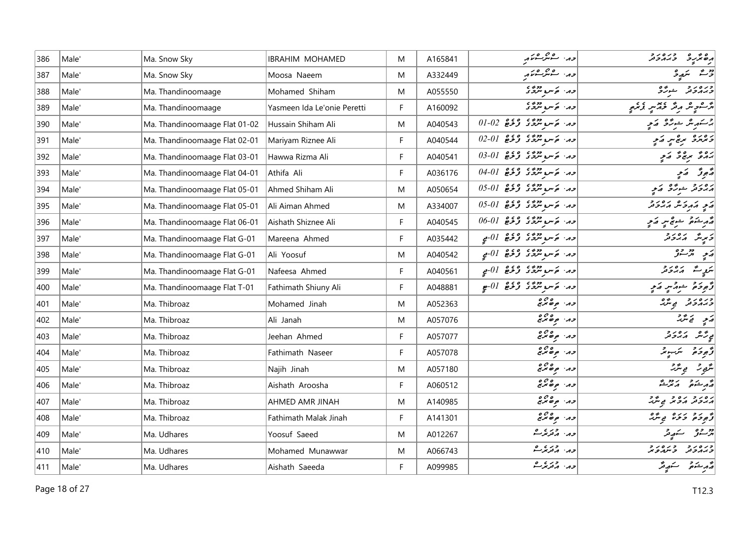| | | | | | | | |
|---|---|---|---|---|---|---|---|
| 386 | Male' | Ma. Snow Sky | IBRAHIM MOHAMED | M | A165841 | މއ. ސްނޯސްކައި | އިބްރާހީމް މުހައްމަދު |
| 387 | Male' | Ma. Snow Sky | Moosa Naeem | M | A332449 | މއ. ސްނޯސްކައި | މޫސާ ނައީމް |
| 388 | Male' | Ma. Thandinoomaage | Mohamed Shiham | M | A055550 | މއ. ތަންޑިނޫމާގެ | މުހައްމަދު ޝިހާމް |
| 389 | Male' | Ma. Thandinoomaage | Yasmeen Ida Le'onie Peretti | F | A160092 | މއ. ތަންޑިނޫމާގެ | ޔާސްމީން އިޑާ ލެއޯނީ ޕެރެޓީ |
| 390 | Male' | Ma. Thandinoomaage Flat 01-02 | Hussain Shiham Ali | M | A040543 | މއ. ތަންޑިނޫމާގެ ފްލެޓް 01-02 | ހުސައިން ޝިހާމް އަލި |
| 391 | Male' | Ma. Thandinoomaage Flat 02-01 | Mariyam Riznee Ali | F | A040544 | މއ. ތަންޑިނޫމާގެ ފްލެޓް 02-01 | މަރިޔަމް ރިޒްނީ އަލި |
| 392 | Male' | Ma. Thandinoomaage Flat 03-01 | Hawwa Rizma Ali | F | A040541 | މއ. ތަންޑިނޫމާގެ ފްލެޓް 03-01 | ހައްވާ ރިޒްމާ އަލި |
| 393 | Male' | Ma. Thandinoomaage Flat 04-01 | Athifa Ali | F | A036176 | މއ. ތަންޑިނޫމާގެ ފްލެޓް 04-01 | އާތިފާ އަލި |
| 394 | Male' | Ma. Thandinoomaage Flat 05-01 | Ahmed Shiham Ali | M | A050654 | މއ. ތަންޑިނޫމާގެ ފްލެޓް 05-01 | އަޙްމަދު ޝިހާމް އަލި |
| 395 | Male' | Ma. Thandinoomaage Flat 05-01 | Ali Aiman Ahmed | M | A334007 | މއ. ތަންޑިނޫމާގެ ފްލެޓް 05-01 | އަލި އައިމަން އަޙްމަދު |
| 396 | Male' | Ma. Thandinoomaage Flat 06-01 | Aishath Shiznee Ali | F | A040545 | މއ. ތަންޑިނޫމާގެ ފްލެޓް 06-01 | އާއިޝަތު ޝިޒްނީ އަލި |
| 397 | Male' | Ma. Thandinoomaage Flat G-01 | Mareena Ahmed | F | A035442 | މއ. ތަންޑިނޫމާގެ ފްލެޓް 01-ޖީ | މަރީނާ އަޙްމަދު |
| 398 | Male' | Ma. Thandinoomaage Flat G-01 | Ali Yoosuf | M | A040542 | މއ. ތަންޑިނޫމާގެ ފްލެޓް 01-ޖީ | އަލި ޔޫސުފު |
| 399 | Male' | Ma. Thandinoomaage Flat G-01 | Nafeesa Ahmed | F | A040561 | މއ. ތަންޑިނޫމާގެ ފްލެޓް 01-ޖީ | ނަފީސާ އަޙްމަދު |
| 400 | Male' | Ma. Thandinoomaage Flat T-01 | Fathimath Shiuny Ali | F | A048881 | މއ. ތަންޑިނޫމާގެ ފްލެޓް 01-ޓީ | ފާތިމަތު ޝިއުނީ އަލި |
| 401 | Male' | Ma. Thibroaz | Mohamed Jinah | M | A052363 | މއ. ތިބްރޯޒް | މުހައްމަދު ޖިނާހް |
| 402 | Male' | Ma. Thibroaz | Ali Janah | M | A057076 | މއ. ތިބްރޯޒް | އަލި ޖަނާހް |
| 403 | Male' | Ma. Thibroaz | Jeehan Ahmed | F | A057077 | މއ. ތިބްރޯޒް | ޖީހާން އަޙްމަދު |
| 404 | Male' | Ma. Thibroaz | Fathimath Naseer | F | A057078 | މއ. ތިބްރޯޒް | ފާތިމަތު ނަސީރު |
| 405 | Male' | Ma. Thibroaz | Najih Jinah | M | A057180 | މއ. ތިބްރޯޒް | ނާޖިހު ޖިނާހް |
| 406 | Male' | Ma. Thibroaz | Aishath Aroosha | F | A060512 | މއ. ތިބްރޯޒް | އާއިޝަތު އަރޫޝާ |
| 407 | Male' | Ma. Thibroaz | AHMED AMR JINAH | M | A140985 | މއ. ތިބްރޯޒް | އަޙްމަދު އަމްރު ޖިނާހް |
| 408 | Male' | Ma. Thibroaz | Fathimath Malak Jinah | F | A141301 | މއ. ތިބްރޯޒް | ފާތިމަތު މަލަކް ޖިނާހް |
| 409 | Male' | Ma. Udhares | Yoosuf Saeed | M | A012267 | މއ. އުދަރެސް | ޔޫސުފު ސަޢީދު |
| 410 | Male' | Ma. Udhares | Mohamed Munawwar | M | A066743 | މއ. އުދަރެސް | މުހައްމަދު މުނައްވަރު |
| 411 | Male' | Ma. Udhares | Aishath Saeeda | F | A099985 | މއ. އުދަރެސް | އާއިޝަތު ސަޢީދާ |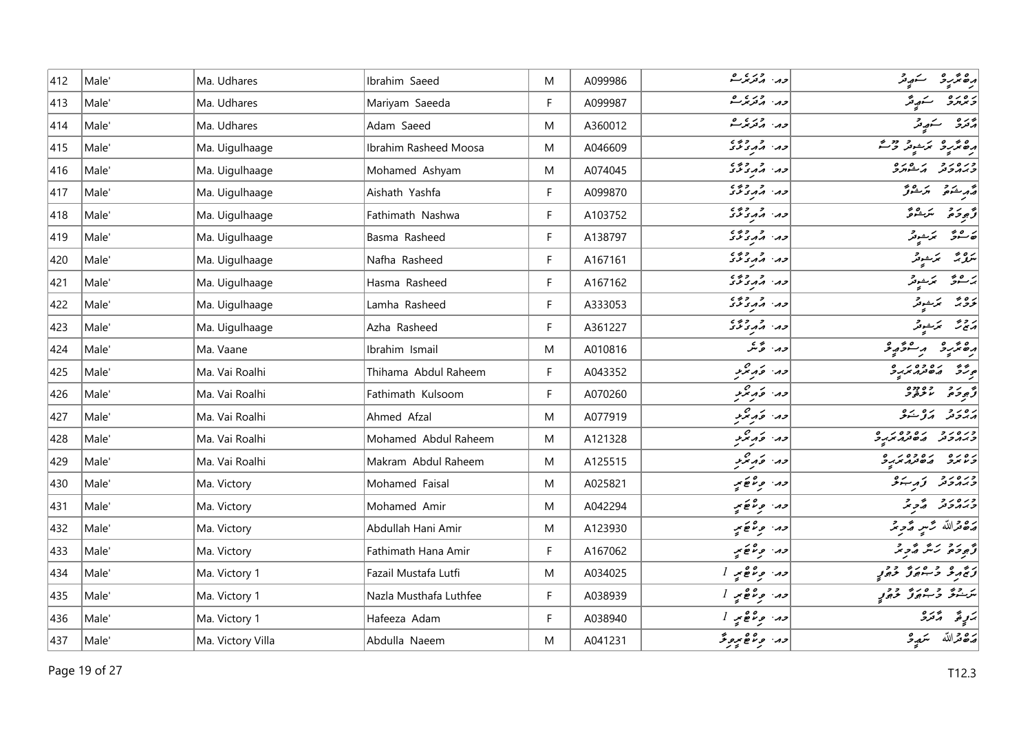| | | | | | | | |
|---|---|---|---|---|---|---|---|
| 412 | Male' | Ma. Udhares | Ibrahim Saeed | M | A099986 | މއ. އުދަރެސް | އިބްރާހީމް ސަޢީދު |
| 413 | Male' | Ma. Udhares | Mariyam Saeeda | F | A099987 | މއ. އުދަރެސް | މަރިޔަމް ސަޢީދާ |
| 414 | Male' | Ma. Udhares | Adam Saeed | M | A360012 | މއ. އުދަރެސް | އާދަމް ސަޢީދު |
| 415 | Male' | Ma. Uigulhaage | Ibrahim Rasheed Moosa | M | A046609 | މއ. އުއިގުޅާގެ | އިބްރާހީމް ރަޝީދު މޫސާ |
| 416 | Male' | Ma. Uigulhaage | Mohamed Ashyam | M | A074045 | މއ. އުއިގުޅާގެ | މުހައްމަދު އަޝްޔަމް |
| 417 | Male' | Ma. Uigulhaage | Aishath Yashfa | F | A099870 | މއ. އުއިގުޅާގެ | އާއިޝަތު ޔަޝްފާ |
| 418 | Male' | Ma. Uigulhaage | Fathimath Nashwa | F | A103752 | މއ. އުއިގުޅާގެ | ފާތިމަތު ނަޝްވާ |
| 419 | Male' | Ma. Uigulhaage | Basma Rasheed | F | A138797 | މއ. އުއިގުޅާގެ | ބަސްމާ ރަޝީދު |
| 420 | Male' | Ma. Uigulhaage | Nafha Rasheed | F | A167161 | މއ. އުއިގުޅާގެ | ނަފްހާ ރަޝީދު |
| 421 | Male' | Ma. Uigulhaage | Hasma Rasheed | F | A167162 | މއ. އުއިގުޅާގެ | ހަސްމާ ރަޝީދު |
| 422 | Male' | Ma. Uigulhaage | Lamha Rasheed | F | A333053 | މއ. އުއިގުޅާގެ | ލަމްހާ ރަޝީދު |
| 423 | Male' | Ma. Uigulhaage | Azha Rasheed | F | A361227 | މއ. އުއިގުޅާގެ | އަޒްހާ ރަޝީދު |
| 424 | Male' | Ma. Vaane | Ibrahim Ismail | M | A010816 | މއ. ވާނެ | އިބްރާހީމް އިސްމާޢީލް |
| 425 | Male' | Ma. Vai Roalhi | Thihama Abdul Raheem | F | A043352 | މއ. ވައިރޯޅި | ތިހާމާ އަބްދުއްރަޙީމް |
| 426 | Male' | Ma. Vai Roalhi | Fathimath Kulsoom | F | A070260 | މއ. ވައިރޯޅި | ފާތިމަތު ކުލްސޫމް |
| 427 | Male' | Ma. Vai Roalhi | Ahmed Afzal | M | A077919 | މއ. ވައިރޯޅި | އަޙްމަދު އަފްޟަލް |
| 428 | Male' | Ma. Vai Roalhi | Mohamed Abdul Raheem | M | A121328 | މއ. ވައިރޯޅި | މުހައްމަދު އަބްދުއްރަޙީމް |
| 429 | Male' | Ma. Vai Roalhi | Makram Abdul Raheem | M | A125515 | މއ. ވައިރޯޅި | މަކްރަމް އަބްދުއްރަޙީމް |
| 430 | Male' | Ma. Victory | Mohamed Faisal | M | A025821 | މއ. ވިކްޓަރީ | މުހައްމަދު ފައިސަލް |
| 431 | Male' | Ma. Victory | Mohamed Amir | M | A042294 | މއ. ވިކްޓަރީ | މުހައްމަދު އާމިރު |
| 432 | Male' | Ma. Victory | Abdullah Hani Amir | M | A123930 | މއ. ވިކްޓަރީ | އަބްދުﷲ ހާނީ އާމިރު |
| 433 | Male' | Ma. Victory | Fathimath Hana Amir | F | A167062 | މއ. ވިކްޓަރީ | ފާތިމަތު ހަނާ އާމިރު |
| 434 | Male' | Ma. Victory 1 | Fazail Mustafa Lutfi | M | A034025 | މއ. ވިކްޓަރީ 1 | ފަޟާއިލް މުސްތަފާ ލުތުފީ |
| 435 | Male' | Ma. Victory 1 | Nazla Musthafa Luthfee | F | A038939 | މއ. ވިކްޓަރީ 1 | ނަޒްލާ މުސްތަފާ ލުތުފީ |
| 436 | Male' | Ma. Victory 1 | Hafeeza Adam | F | A038940 | މއ. ވިކްޓަރީ 1 | ހަފީޒާ އާދަމް |
| 437 | Male' | Ma. Victory Villa | Abdulla Naeem | M | A041231 | މއ. ވިކްޓަރީވިލާ | އަބްދުﷲ ނަޢީމް |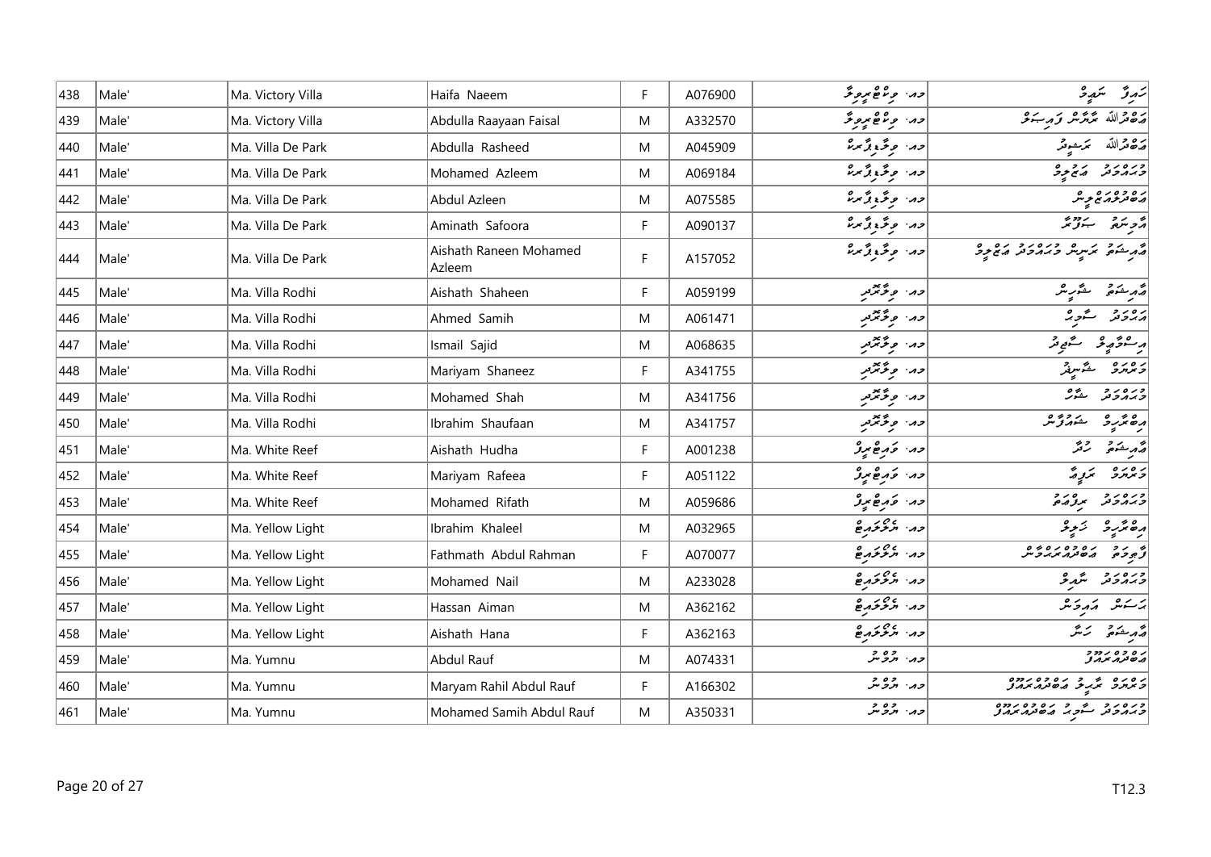| | | | | | | | |
|---|---|---|---|---|---|---|---|
| 438 | Male' | Ma. Victory Villa | Haifa Naeem | F | A076900 | މއ. ވިކްޓަރީވިލާ | ހައިފާ ނަޢީމް |
| 439 | Male' | Ma. Victory Villa | Abdulla Raayaan Faisal | M | A332570 | މއ. ވިކްޓަރީވިލާ | އަބްދުﷲ ރާޔާން ފައިސަލް |
| 440 | Male' | Ma. Villa De Park | Abdulla Rasheed | M | A045909 | މއ. ވިލާޑިޕާރކް | އަބްދުﷲ ރަޝީދު |
| 441 | Male' | Ma. Villa De Park | Mohamed Azleem | M | A069184 | މއ. ވިލާޑިޕާރކް | މުހައްމަދު އަޒްލީމް |
| 442 | Male' | Ma. Villa De Park | Abdul Azleen | M | A075585 | މއ. ވިލާޑިޕާރކް | އަބްދުލްއަޒްލީން |
| 443 | Male' | Ma. Villa De Park | Aminath Safoora | F | A090137 | މއ. ވިލާޑިޕާރކް | އާމިނަތު ސަފޫރާ |
| 444 | Male' | Ma. Villa De Park | Aishath Raneen Mohamed Azleem | F | A157052 | މއ. ވިލާޑިޕާރކް | އާއިޝަތު ރަނީން މުހައްމަދު އަޒްލީމް |
| 445 | Male' | Ma. Villa Rodhi | Aishath Shaheen | F | A059199 | މއ. ވިލަރޮދި | އާއިޝަތު ޝާހީން |
| 446 | Male' | Ma. Villa Rodhi | Ahmed Samih | M | A061471 | މއ. ވިލަރޮދި | އަހްމަދު ސާމިހް |
| 447 | Male' | Ma. Villa Rodhi | Ismail Sajid | M | A068635 | މއ. ވިލަރޮދި | އިސްމާއީލް ސާޖިދު |
| 448 | Male' | Ma. Villa Rodhi | Mariyam Shaneez | F | A341755 | މއ. ވިލަރޮދި | މަރިޔަމް ޝާނީޒު |
| 449 | Male' | Ma. Villa Rodhi | Mohamed Shah | M | A341756 | މއ. ވިލަރޮދި | މުހައްމަދު ޝާހް |
| 450 | Male' | Ma. Villa Rodhi | Ibrahim Shaufaan | M | A341757 | މއ. ވިލަރޮދި | އިބްރާހީމް ޝައުފާން |
| 451 | Male' | Ma. White Reef | Aishath Hudha | F | A001238 | މއ. ވައިޓްރީފް | އާއިޝަތު ހުދާ |
| 452 | Male' | Ma. White Reef | Mariyam Rafeea | F | A051122 | މއ. ވައިޓްރީފް | މަރިޔަމް ރަފީއާ |
| 453 | Male' | Ma. White Reef | Mohamed Rifath | M | A059686 | މއ. ވައިޓްރީފް | މުހައްމަދު ރިފްއަތު |
| 454 | Male' | Ma. Yellow Light | Ibrahim Khaleel | M | A032965 | މއ. ޔެލޯލައިޓް | އިބްރާހީމް ޚަލީލް |
| 455 | Male' | Ma. Yellow Light | Fathmath Abdul Rahman | F | A070077 | މއ. ޔެލޯލައިޓް | ފާތިމަތު އަބްދުލްރަޙްމާން |
| 456 | Male' | Ma. Yellow Light | Mohamed Nail | M | A233028 | މއ. ޔެލޯލައިޓް | މުހައްމަދު ނާއިލް |
| 457 | Male' | Ma. Yellow Light | Hassan Aiman | M | A362162 | މއ. ޔެލޯލައިޓް | ހަސަން އައިމަން |
| 458 | Male' | Ma. Yellow Light | Aishath Hana | F | A362163 | މއ. ޔެލޯލައިޓް | އާއިޝަތު ހަނާ |
| 459 | Male' | Ma. Yumnu | Abdul Rauf | M | A074331 | މއ. ޔުމްނު | އަބްދުއްރަޢޫފް |
| 460 | Male' | Ma. Yumnu | Maryam Rahil Abdul Rauf | F | A166302 | މއ. ޔުމްނު | މަރިޔަމް ރާހިލް އަބްދުއްރަޢޫފް |
| 461 | Male' | Ma. Yumnu | Mohamed Samih Abdul Rauf | M | A350331 | މއ. ޔުމްނު | މުހައްމަދު ސާމިހް އަބްދުއްރަޢޫފް |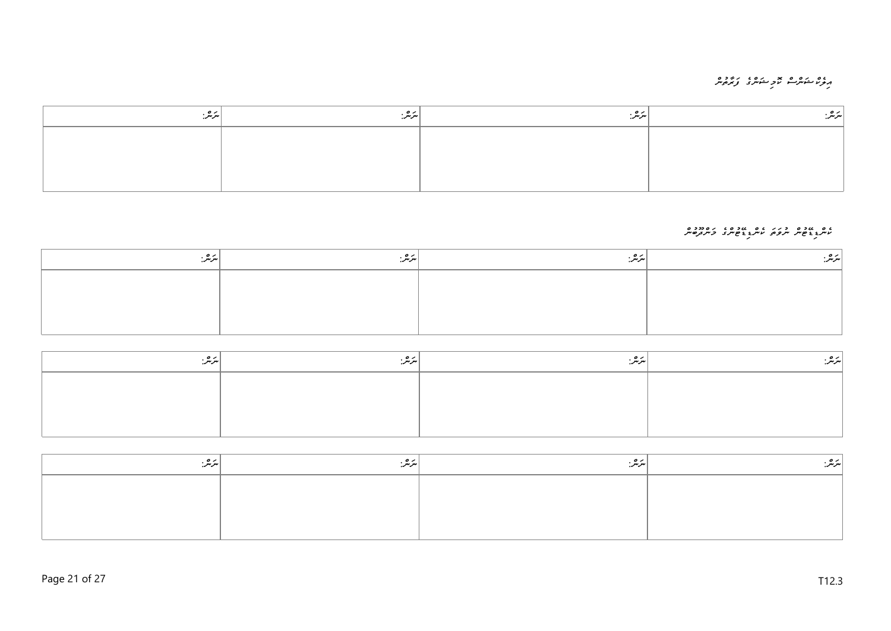# ރިޕޯޓު ސަންސް ކޮމިޝަނުގެ ފަރާތުން

| ނަން: | ނަން: | ނަން: | ނަން: |
|---|---|---|---|
| | | | |

## ކުންފުނީގެ ނުވަތަ ކުންފުނީގެ މަސްދަރު

| ނަން: | ނަން: | ނަން: | ނަން: |
|---|---|---|---|
| | | | |

| ނަން: | ނަން: | ނަން: | ނަން: |
|---|---|---|---|
| | | | |

| ނަން: | ނަން: | ނަން: | ނަން: |
|---|---|---|---|
| | | | |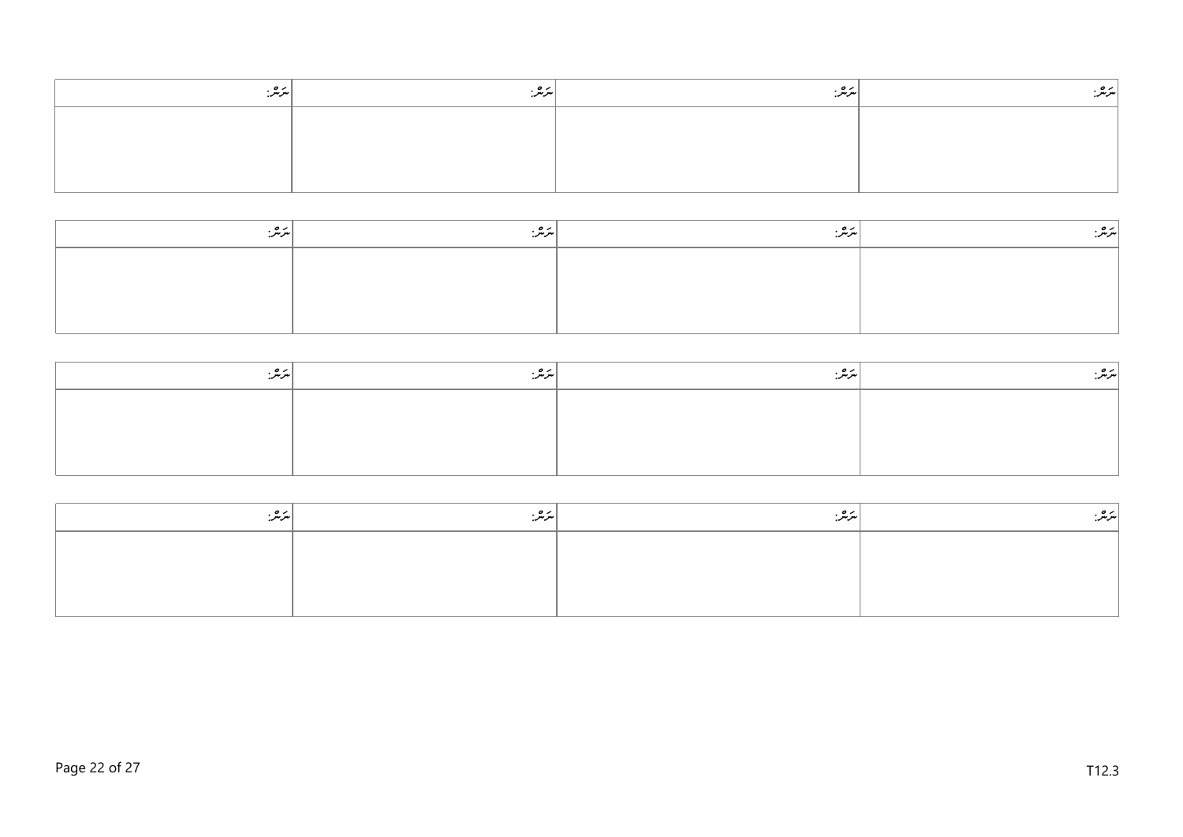| ސަރުޙު: | ސަރުޙު: | ސަރުޙު: | ސަރުޙު: |
|---|---|---|---|
| | | | |

| ސަރުޙު: | ސަރުޙު: | ސަރުޙު: | ސަރުޙު: |
|---|---|---|---|
| | | | |

| ސަރުޙު: | ސަރުޙު: | ސަރުޙު: | ސަރުޙު: |
|---|---|---|---|
| | | | |

| ސަރުޙު: | ސަރުޙު: | ސަރުޙު: | ސަރުޙު: |
|---|---|---|---|
| | | | |

T12.3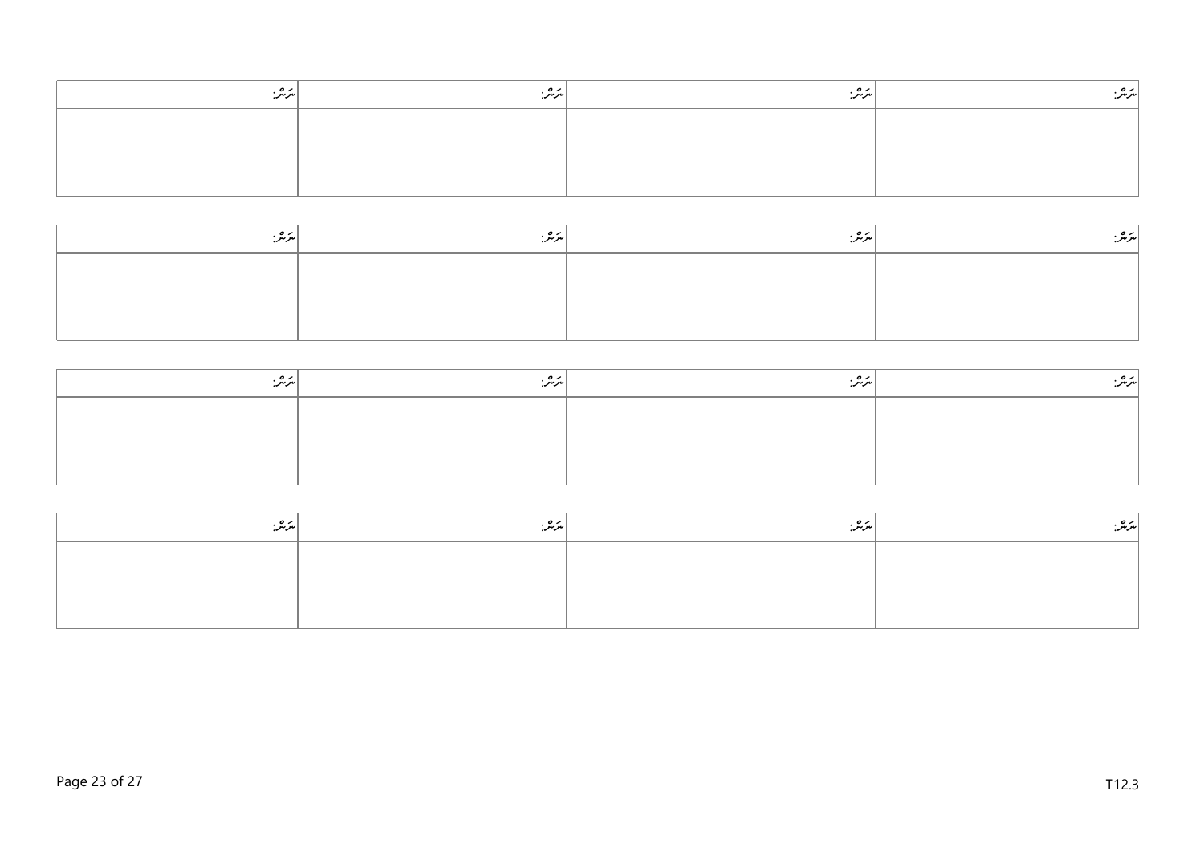| ނަންބަރު: | ނަންބަރު: | ނަންބަރު: | ނަންބަރު: |
|---|---|---|---|
| | | | |

| ނަންބަރު: | ނަންބަރު: | ނަންބަރު: | ނަންބަރު: |
|---|---|---|---|
| | | | |

| ނަންބަރު: | ނަންބަރު: | ނަންބަރު: | ނަންބަރު: |
|---|---|---|---|
| | | | |

| ނަންބަރު: | ނަންބަރު: | ނަންބަރު: | ނަންބަރު: |
|---|---|---|---|
| | | | |

T12.3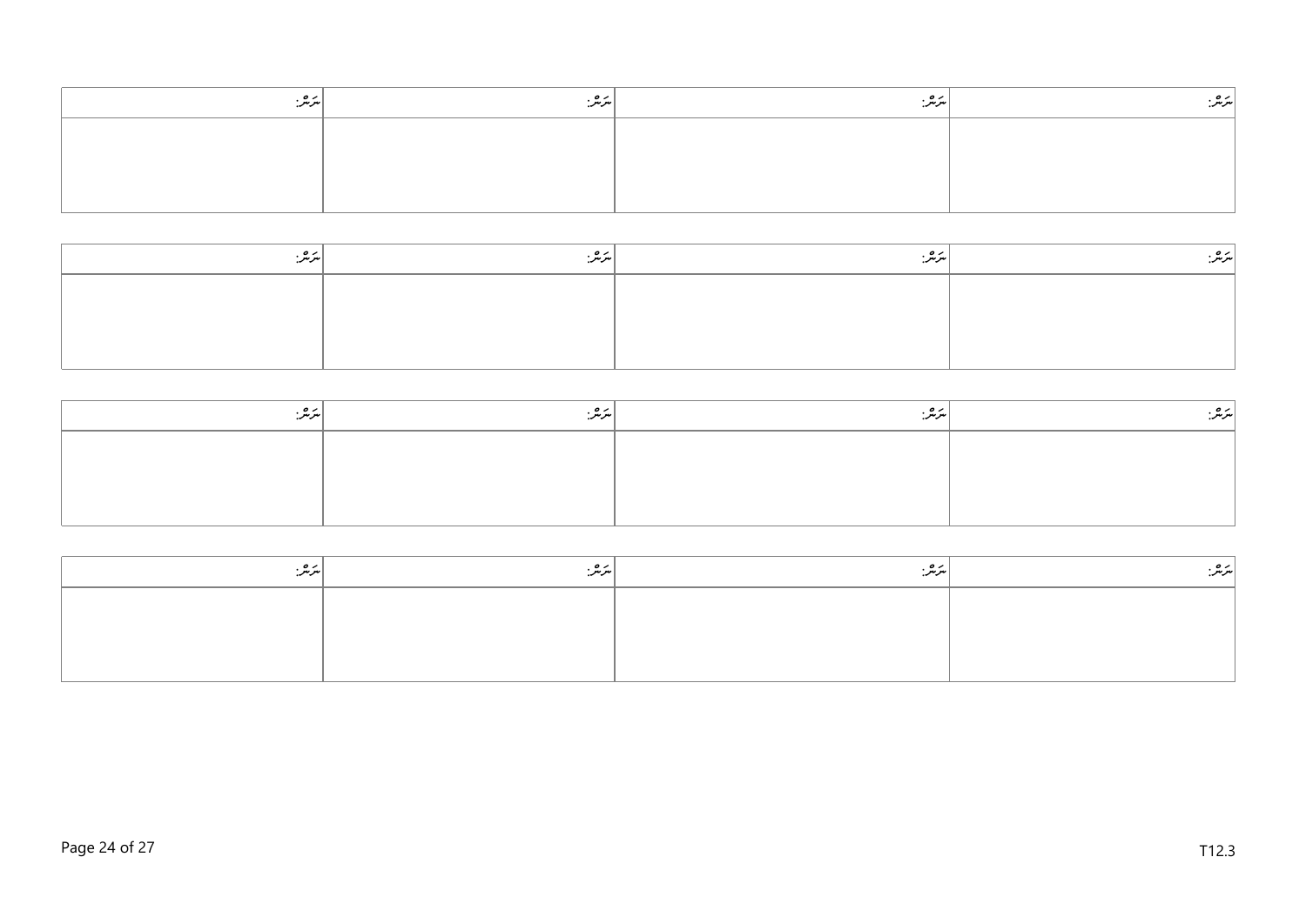| ނަރަދ: | ނަރަދ: | ނަރަދ: | ނަރަދ: |
|---|---|---|---|
| | | | |

| ނަރަދ: | ނަރަދ: | ނަރަދ: | ނަރަދ: |
|---|---|---|---|
| | | | |

| ނަރަދ: | ނަރަދ: | ނަރަދ: | ނަރަދ: |
|---|---|---|---|
| | | | |

| ނަރަދ: | ނަރަދ: | ނަރަދ: | ނަރަދ: |
|---|---|---|---|
| | | | |

T12.3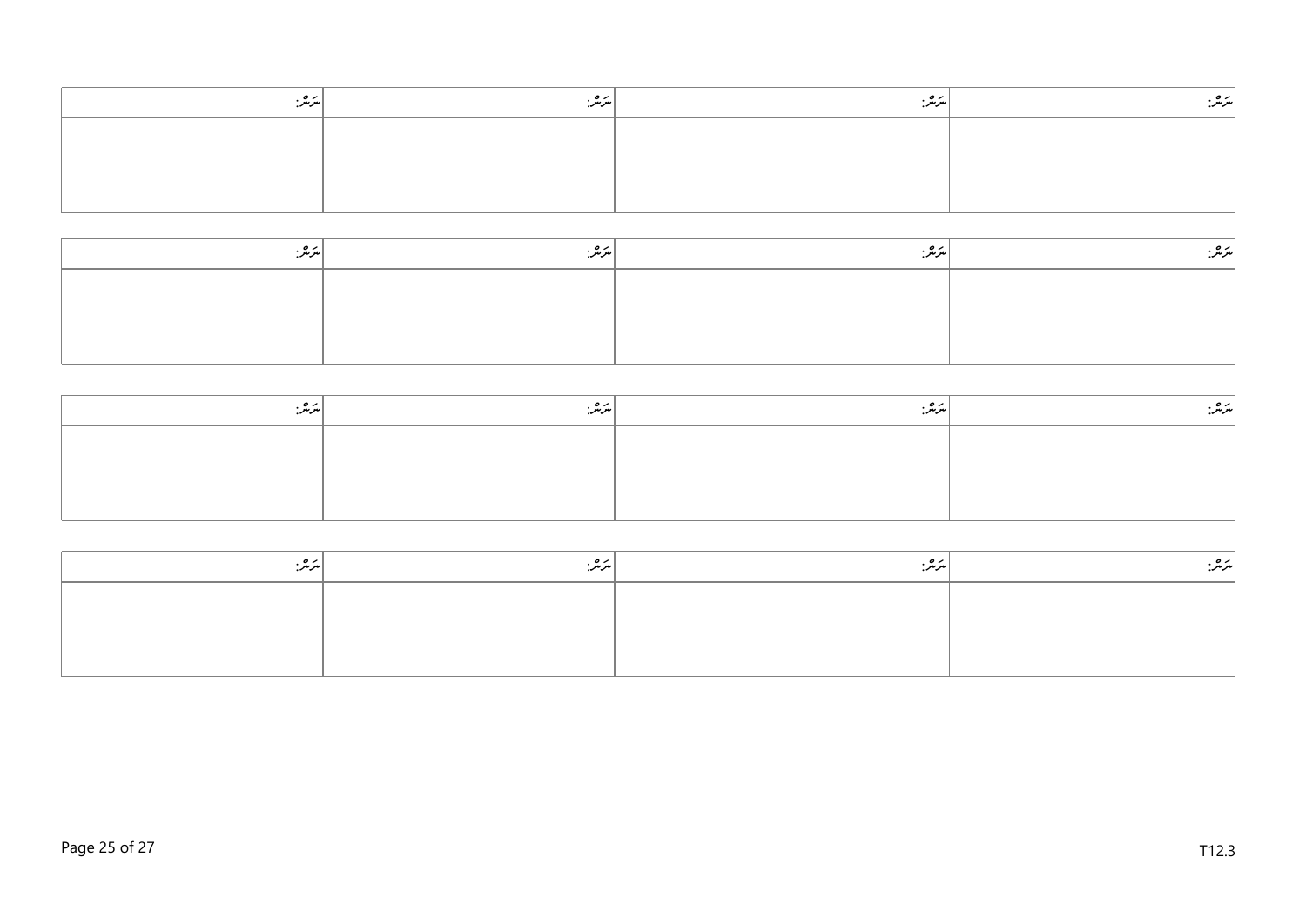| ނަރަҺ: | ނަރަҺ: | ނަރަҺ: | ނަރަҺ: |
|---|---|---|---|
| | | | |

| ނަރަҺ: | ނަރަҺ: | ނަރަҺ: | ނަރަҺ: |
|---|---|---|---|
| | | | |

| ނަރަҺ: | ނަރަҺ: | ނަރަҺ: | ނަރަҺ: |
|---|---|---|---|
| | | | |

| ނަރަҺ: | ނަރަҺ: | ނަރަҺ: | ނަރަҺ: |
|---|---|---|---|
| | | | |

T12.3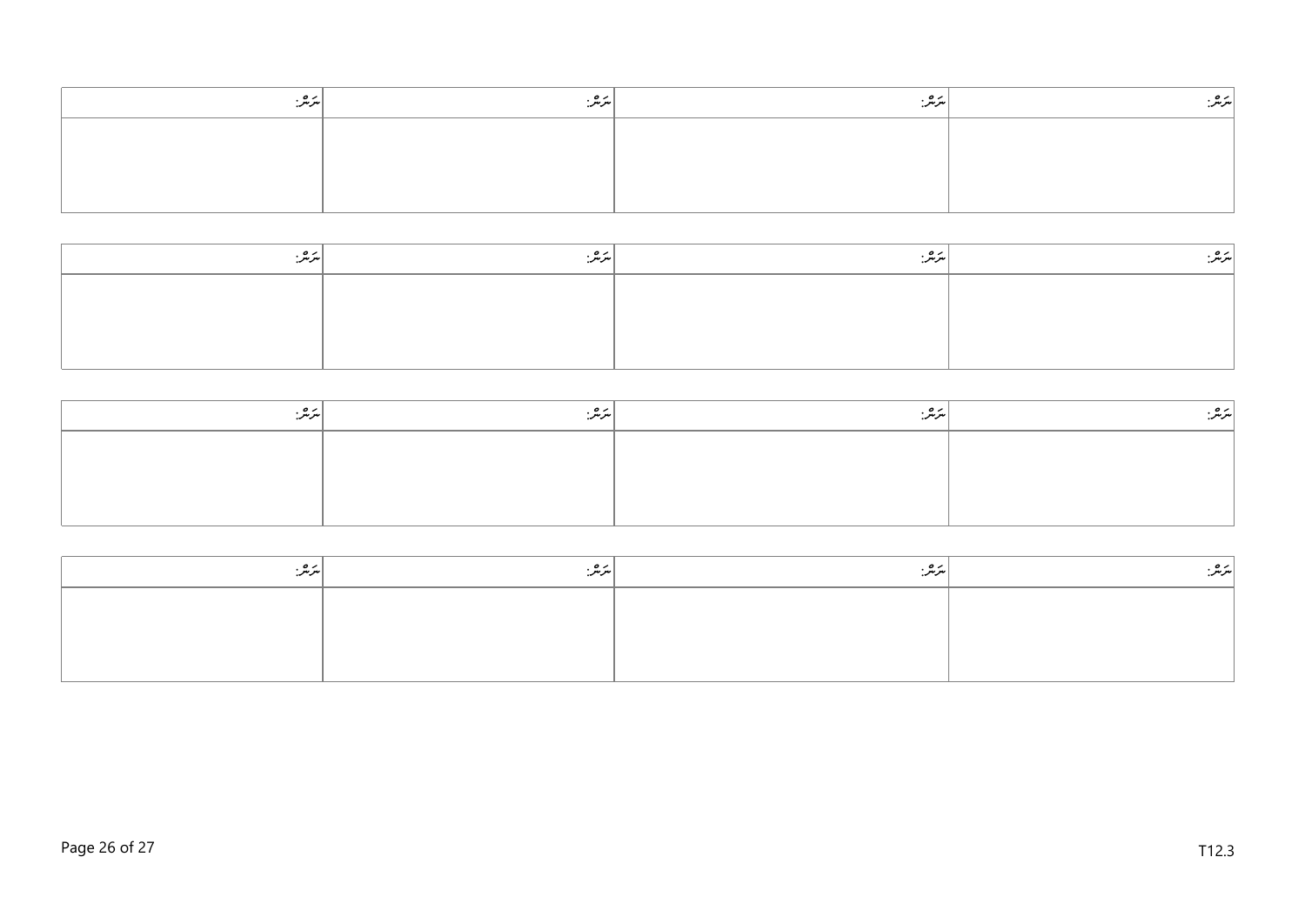| ނަރުދ: | ނަރުދ: | ނަރުދ: | ނަރުދ: |
| --- | --- | --- | --- |
| | | | |

| ނަރުދ: | ނަރުދ: | ނަރުދ: | ނަރުދ: |
| --- | --- | --- | --- |
| | | | |

| ނަރުދ: | ނަރުދ: | ނަރުދ: | ނަރުދ: |
| --- | --- | --- | --- |
| | | | |

| ނަރުދ: | ނަރުދ: | ނަރުދ: | ނަރުދ: |
| --- | --- | --- | --- |
| | | | |

T12.3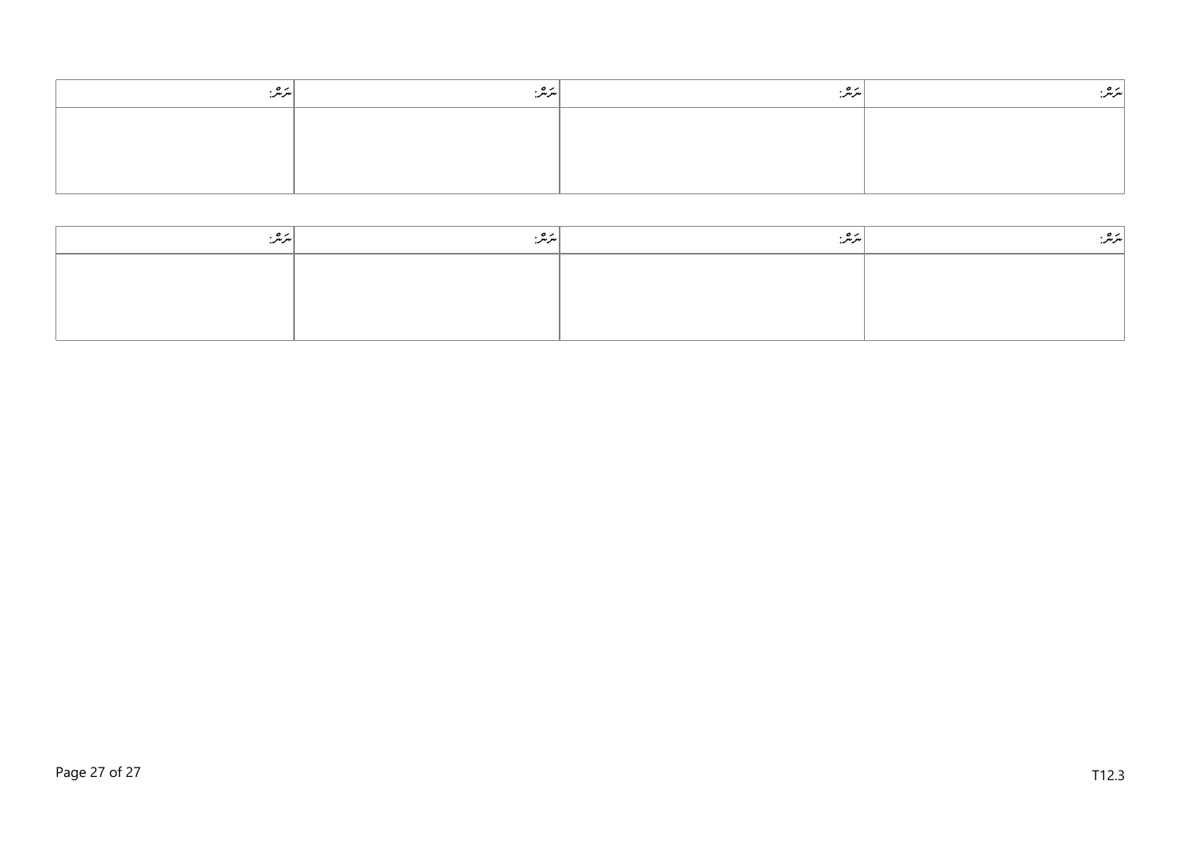| ނަރުދ: | ނަރުދ: | ނަރުދ: | ނަރުދ: |
| --- | --- | --- | --- |
| | | | |

| ނަރުދ: | ނަރުދ: | ނަރުދ: | ނަރުދ: |
| --- | --- | --- | --- |
| | | | |